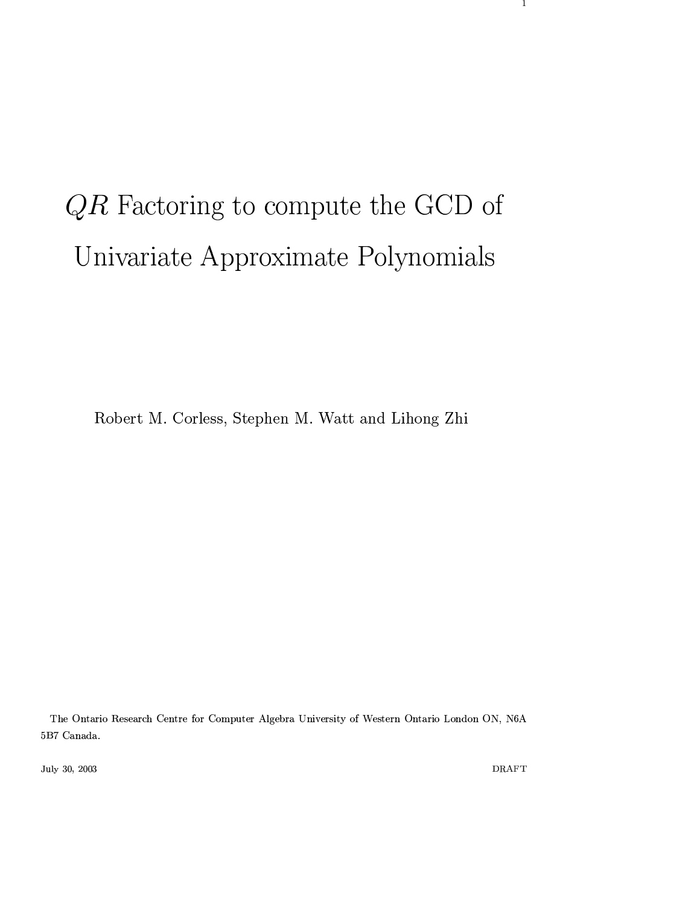# $QR$ Factoring to compute the GCD of Univariate Approximate Polynomials

Robert M. Corless, Stephen M. Watt and Lihong Zhi

The Ontario Research Centre for Computer Algebra University of Western Ontario London ON, N6A 5B7 Canada.

July 30, 2003

DRAFT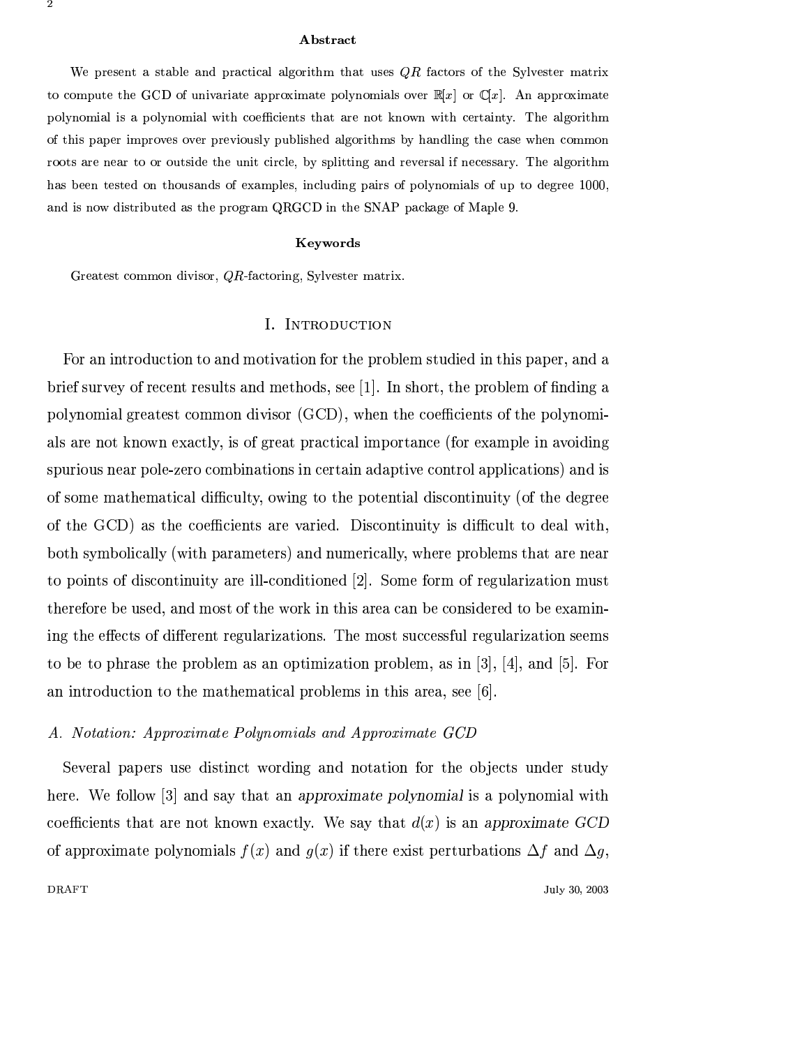## Abstract

We present a stable and practical algorithm that uses $QR$ factors of the Sylvester matrix to compute the GCD of univariate approximate polynomials over $\mathbb{R}[x]$ or $\mathbb{C}[x]$. An approximate polynomial is a polynomial with coefficients that are not known with certainty. The algorithm of this paper improves over previously published algorithms by handling the case when common roots are near to or outside the unit circle, by splitting and reversal if necessary. The algorithm has been tested on thousands of examples, including pairs of polynomials of up to degree 1000, and is now distributed as the program QRGCD in the SNAP package of Maple 9.

## Keywords

Greatest common divisor, $QR$-factoring, Sylvester matrix.

# I. Introduction

For an introduction to and motivation for the problem studied in this paper, and a brief survey of recent results and methods, see [1]. In short, the problem of finding a polynomial greatest common divisor (GCD), when the coefficients of the polynomials are not known exactly, is of great practical importance (for example in avoiding spurious near pole-zero combinations in certain adaptive control applications) and is of some mathematical difficulty, owing to the potential discontinuity (of the degree of the GCD) as the coefficients are varied. Discontinuity is difficult to deal with, both symbolically (with parameters) and numerically, where problems that are near to points of discontinuity are ill-conditioned [2]. Some form of regularization must therefore be used, and most of the work in this area can be considered to be examining the effects of different regularizations. The most successful regularization seems to be to phrase the problem as an optimization problem, as in [3], [4], and [5]. For an introduction to the mathematical problems in this area, see [6].

## A. Notation: Approximate Polynomials and Approximate GCD

Several papers use distinct wording and notation for the objects under study here. We follow [3] and say that an *approximate polynomial* is a polynomial with coefficients that are not known exactly. We say that $d(x)$ is an *approximate GCD* of approximate polynomials $f(x)$ and $g(x)$ if there exist perturbations $\Delta f$ and $\Delta g$,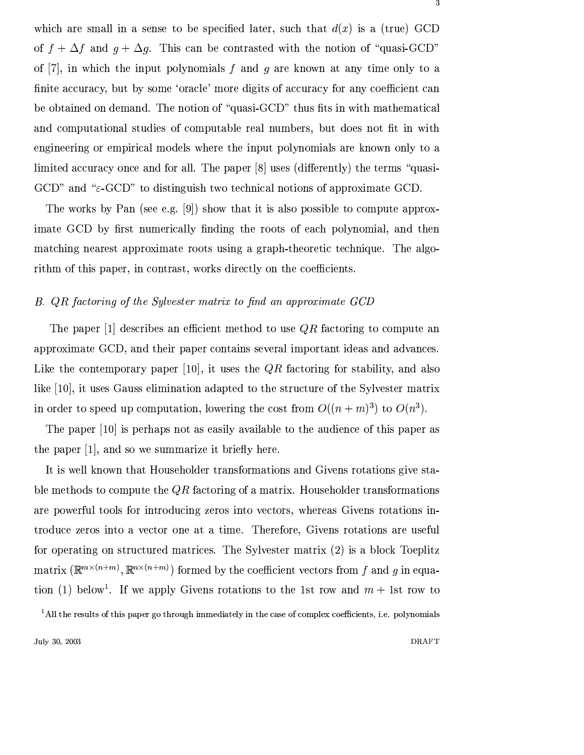which are small in a sense to be specified later, such that $d(x)$ is a (true) GCD of $f + \Delta f$ and $g + \Delta g$. This can be contrasted with the notion of "quasi-GCD" of [7], in which the input polynomials $f$ and $g$ are known at any time only to a finite accuracy, but by some 'oracle' more digits of accuracy for any coefficient can be obtained on demand. The notion of "quasi-GCD" thus fits in with mathematical and computational studies of computable real numbers, but does not fit in with engineering or empirical models where the input polynomials are known only to a limited accuracy once and for all. The paper [8] uses (differently) the terms "quasi-GCD" and "$\varepsilon$-GCD" to distinguish two technical notions of approximate GCD.

The works by Pan (see e.g. [9]) show that it is also possible to compute approximate GCD by first numerically finding the roots of each polynomial, and then matching nearest approximate roots using a graph-theoretic technique. The algorithm of this paper, in contrast, works directly on the coefficients.

### *B. QR factoring of the Sylvester matrix to find an approximate GCD*

The paper [1] describes an efficient method to use $QR$ factoring to compute an approximate GCD, and their paper contains several important ideas and advances. Like the contemporary paper [10], it uses the $QR$ factoring for stability, and also like [10], it uses Gauss elimination adapted to the structure of the Sylvester matrix in order to speed up computation, lowering the cost from $O((n+m)^3)$ to $O(n^3)$.

The paper [10] is perhaps not as easily available to the audience of this paper as the paper [1], and so we summarize it briefly here.

It is well known that Householder transformations and Givens rotations give stable methods to compute the $QR$ factoring of a matrix. Householder transformations are powerful tools for introducing zeros into vectors, whereas Givens rotations introduce zeros into a vector one at a time. Therefore, Givens rotations are useful for operating on structured matrices. The Sylvester matrix (2) is a block Toeplitz matrix ($\mathbb{R}^{m \times (n+m)}, \mathbb{R}^{n \times (n+m)}$) formed by the coefficient vectors from $f$ and $g$ in equation (1) below[1]. If we apply Givens rotations to the 1st row and $m+1$st row to

[1] All the results of this paper go through immediately in the case of complex coefficients, i.e. polynomials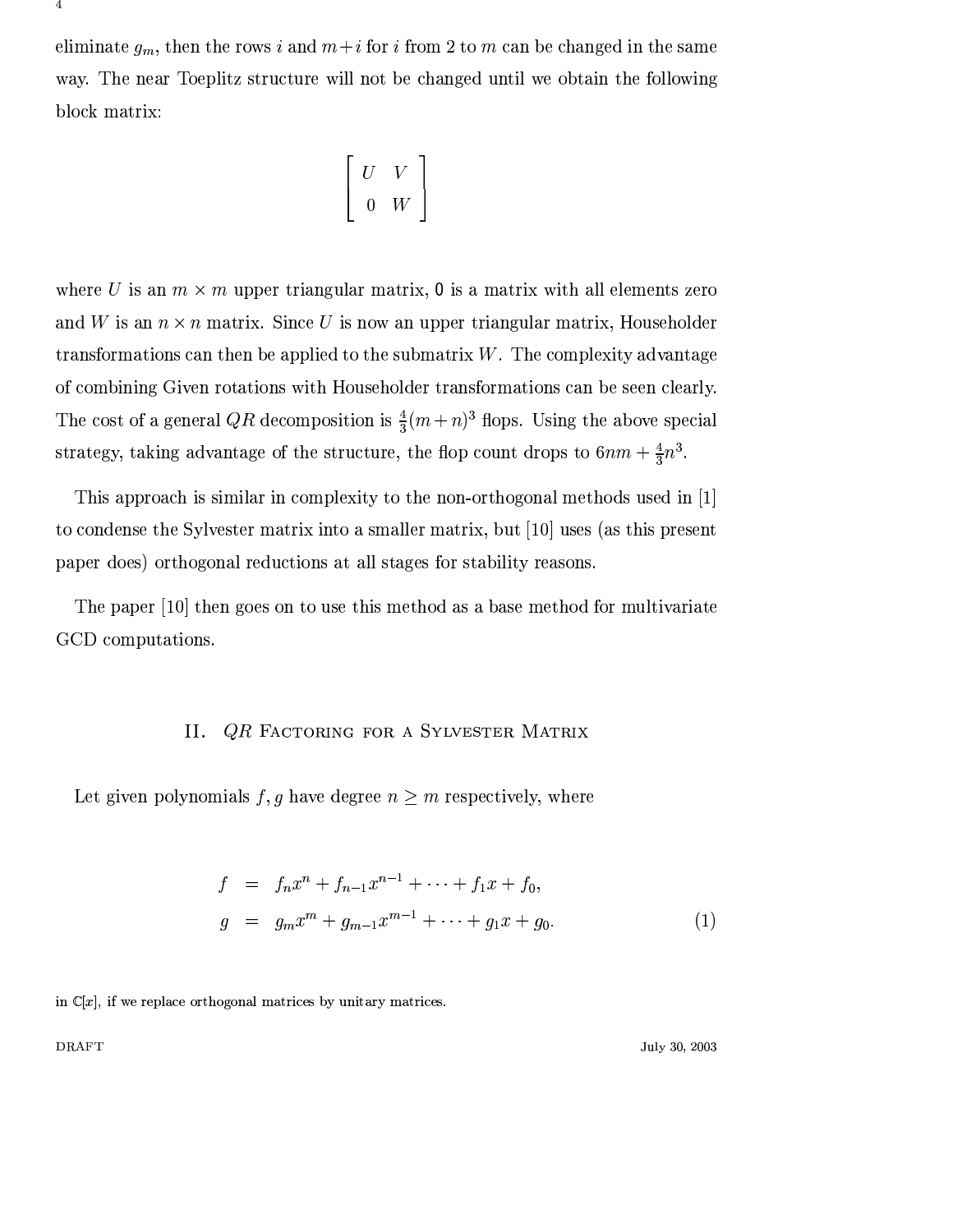eliminate $g_m$, then the rows $i$ and $m+i$ for $i$ from 2 to $m$ can be changed in the same way. The near Toeplitz structure will not be changed until we obtain the following block matrix:

$$
\begin{bmatrix} U & V \\ 0 & W \end{bmatrix}
$$

where $U$ is an $m \times m$ upper triangular matrix, $\mathbf{0}$ is a matrix with all elements zero and $W$ is an $n \times n$ matrix. Since $U$ is now an upper triangular matrix, Householder transformations can then be applied to the submatrix $W$. The complexity advantage of combining Given rotations with Householder transformations can be seen clearly. The cost of a general $QR$ decomposition is $\frac{4}{3}(m+n)^3$ flops. Using the above special strategy, taking advantage of the structure, the flop count drops to $6nm + \frac{4}{3}n^3$.

This approach is similar in complexity to the non-orthogonal methods used in [1] to condense the Sylvester matrix into a smaller matrix, but [10] uses (as this present paper does) orthogonal reductions at all stages for stability reasons.

The paper [10] then goes on to use this method as a base method for multivariate GCD computations.

## II. $QR$ Factoring for a Sylvester Matrix

Let given polynomials $f, g$ have degree $n \geq m$ respectively, where

$$
\begin{aligned}
f &= f_n x^n + f_{n-1} x^{n-1} + \cdots + f_1 x + f_0, \\
g &= g_m x^m + g_{m-1} x^{m-1} + \cdots + g_1 x + g_0. \qquad (1)
\end{aligned}
$$

in $\mathbb{C}[x]$, if we replace orthogonal matrices by unitary matrices.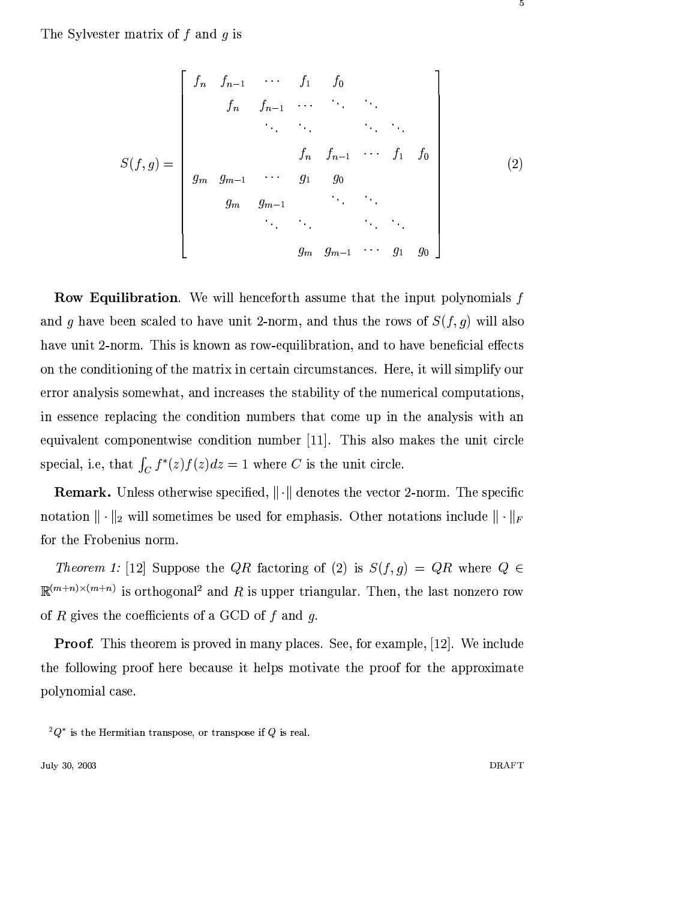The Sylvester matrix of $f$ and $g$ is

$$
S(f,g) = \begin{bmatrix}
f_n & f_{n-1} & \cdots & f_1 & f_0 & & & \\
& f_n & f_{n-1} & \cdots & \ddots & \ddots & & \\
& & \ddots & \ddots & & \ddots & \ddots & \\
& & & f_n & f_{n-1} & \cdots & f_1 & f_0 \\
g_m & g_{m-1} & \cdots & g_1 & g_0 & & & \\
& g_m & g_{m-1} & & \ddots & \ddots & & \\
& & \ddots & \ddots & & \ddots & \ddots & \\
& & & g_m & g_{m-1} & \cdots & g_1 & g_0
\end{bmatrix} \tag{2}
$$

**Row Equilibration**. We will henceforth assume that the input polynomials $f$ and $g$ have been scaled to have unit 2-norm, and thus the rows of $S(f,g)$ will also have unit 2-norm. This is known as row-equilibration, and to have beneficial effects on the conditioning of the matrix in certain circumstances. Here, it will simplify our error analysis somewhat, and increases the stability of the numerical computations, in essence replacing the condition numbers that come up in the analysis with an equivalent componentwise condition number [11]. This also makes the unit circle special, i.e, that $\int_C f^*(z)f(z)dz = 1$ where $C$ is the unit circle.

**Remark.** Unless otherwise specified, $\|\cdot\|$ denotes the vector 2-norm. The specific notation $\|\cdot\|_2$ will sometimes be used for emphasis. Other notations include $\|\cdot\|_F$ for the Frobenius norm.

*Theorem 1:* [12] Suppose the $QR$ factoring of (2) is $S(f,g) = QR$ where $Q \in \mathbb{R}^{(m+n)\times(m+n)}$ is orthogonal[2] and $R$ is upper triangular. Then, the last nonzero row of $R$ gives the coefficients of a GCD of $f$ and $g$.

**Proof**. This theorem is proved in many places. See, for example, [12]. We include the following proof here because it helps motivate the proof for the approximate polynomial case.

[2] $Q^*$ is the Hermitian transpose, or transpose if $Q$ is real.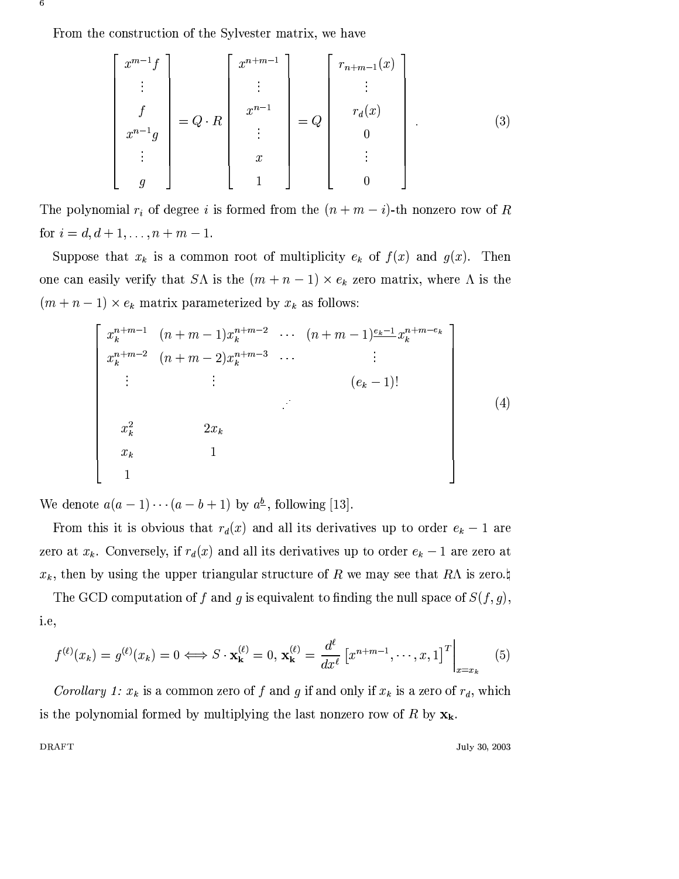From the construction of the Sylvester matrix, we have

$$
\begin{bmatrix} x^{m-1}f \\ \vdots \\ f \\ x^{n-1}g \\ \vdots \\ g \end{bmatrix} = Q \cdot R \begin{bmatrix} x^{n+m-1} \\ \vdots \\ x^{n-1} \\ \vdots \\ x \\ 1 \end{bmatrix} = Q \begin{bmatrix} r_{n+m-1}(x) \\ \vdots \\ r_d(x) \\ 0 \\ \vdots \\ 0 \end{bmatrix} . \tag{3}
$$

The polynomial $r_i$ of degree $i$ is formed from the $(n+m-i)$-th nonzero row of $R$ for $i = d, d+1, \ldots, n+m-1$.

Suppose that $x_k$ is a common root of multiplicity $e_k$ of $f(x)$ and $g(x)$. Then one can easily verify that $S\Lambda$ is the $(m+n-1) \times e_k$ zero matrix, where $\Lambda$ is the $(m+n-1) \times e_k$ matrix parameterized by $x_k$ as follows:

$$
\begin{bmatrix}
x_k^{n+m-1} & (n+m-1)x_k^{n+m-2} & \cdots & (n+m-1)^{\underline{e_k-1}} x_k^{n+m-e_k} \\
x_k^{n+m-2} & (n+m-2)x_k^{n+m-3} & \cdots & \vdots \\
\vdots & \vdots & & (e_k-1)! \\
 & & \iddots & \\
x_k^2 & 2x_k & & \\
x_k & 1 & & \\
1 & & &
\end{bmatrix} \tag{4}
$$

We denote $a(a-1)\cdots(a-b+1)$ by $a^{\underline{b}}$, following [13].

From this it is obvious that $r_d(x)$ and all its derivatives up to order $e_k - 1$ are zero at $x_k$. Conversely, if $r_d(x)$ and all its derivatives up to order $e_k - 1$ are zero at $x_k$, then by using the upper triangular structure of $R$ we may see that $R\Lambda$ is zero.♮

The GCD computation of $f$ and $g$ is equivalent to finding the null space of $S(f, g)$, i.e,

$$
f^{(\ell)}(x_k) = g^{(\ell)}(x_k) = 0 \Longleftrightarrow S \cdot \mathbf{x}_{\mathbf{k}}^{(\ell)} = 0, \; \mathbf{x}_{\mathbf{k}}^{(\ell)} = \frac{d^\ell}{dx^\ell} \left[ x^{n+m-1}, \cdots, x, 1 \right]^T \Big|_{x=x_k} \tag{5}
$$

*Corollary 1:* $x_k$ is a common zero of $f$ and $g$ if and only if $x_k$ is a zero of $r_d$, which is the polynomial formed by multiplying the last nonzero row of $R$ by $\mathbf{x_k}$.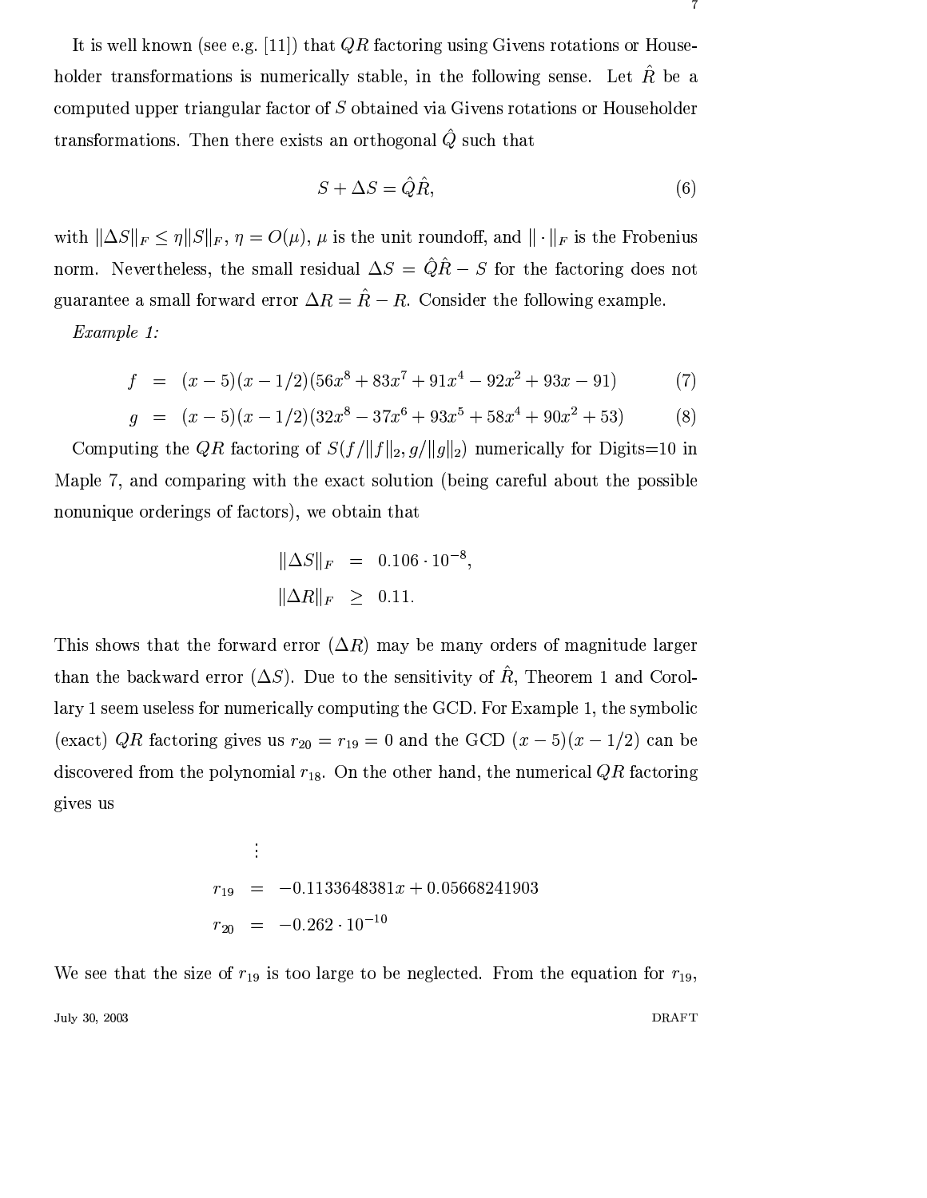It is well known (see e.g. [11]) that $QR$ factoring using Givens rotations or Householder transformations is numerically stable, in the following sense. Let $\hat{R}$ be a computed upper triangular factor of $S$ obtained via Givens rotations or Householder transformations. Then there exists an orthogonal $\hat{Q}$ such that

$$S + \Delta S = \hat{Q}\hat{R}, \tag{6}$$

with $\|\Delta S\|_F \leq \eta \|S\|_F$, $\eta = O(\mu)$, $\mu$ is the unit roundoff, and $\|\cdot\|_F$ is the Frobenius norm. Nevertheless, the small residual $\Delta S = \hat{Q}\hat{R} - S$ for the factoring does not guarantee a small forward error $\Delta R = \hat{R} - R$. Consider the following example.

*Example 1:*

$$\begin{aligned} f &= (x-5)(x-1/2)(56x^8 + 83x^7 + 91x^4 - 92x^2 + 93x - 91) & (7) \\ g &= (x-5)(x-1/2)(32x^8 - 37x^6 + 93x^5 + 58x^4 + 90x^2 + 53) & (8) \end{aligned}$$

Computing the $QR$ factoring of $S(f/\|f\|_2, g/\|g\|_2)$ numerically for Digits=10 in Maple 7, and comparing with the exact solution (being careful about the possible nonunique orderings of factors), we obtain that

$$\begin{aligned} \|\Delta S\|_F &= 0.106 \cdot 10^{-8}, \\ \|\Delta R\|_F &\geq 0.11. \end{aligned}$$

This shows that the forward error ($\Delta R$) may be many orders of magnitude larger than the backward error ($\Delta S$). Due to the sensitivity of $\hat{R}$, Theorem 1 and Corollary 1 seem useless for numerically computing the GCD. For Example 1, the symbolic (exact) $QR$ factoring gives us $r_{20} = r_{19} = 0$ and the GCD $(x-5)(x-1/2)$ can be discovered from the polynomial $r_{18}$. On the other hand, the numerical $QR$ factoring gives us

$$\begin{aligned} &\vdots \\ r_{19} &= -0.1133648381x + 0.05668241903 \\ r_{20} &= -0.262 \cdot 10^{-10} \end{aligned}$$

We see that the size of $r_{19}$ is too large to be neglected. From the equation for $r_{19}$,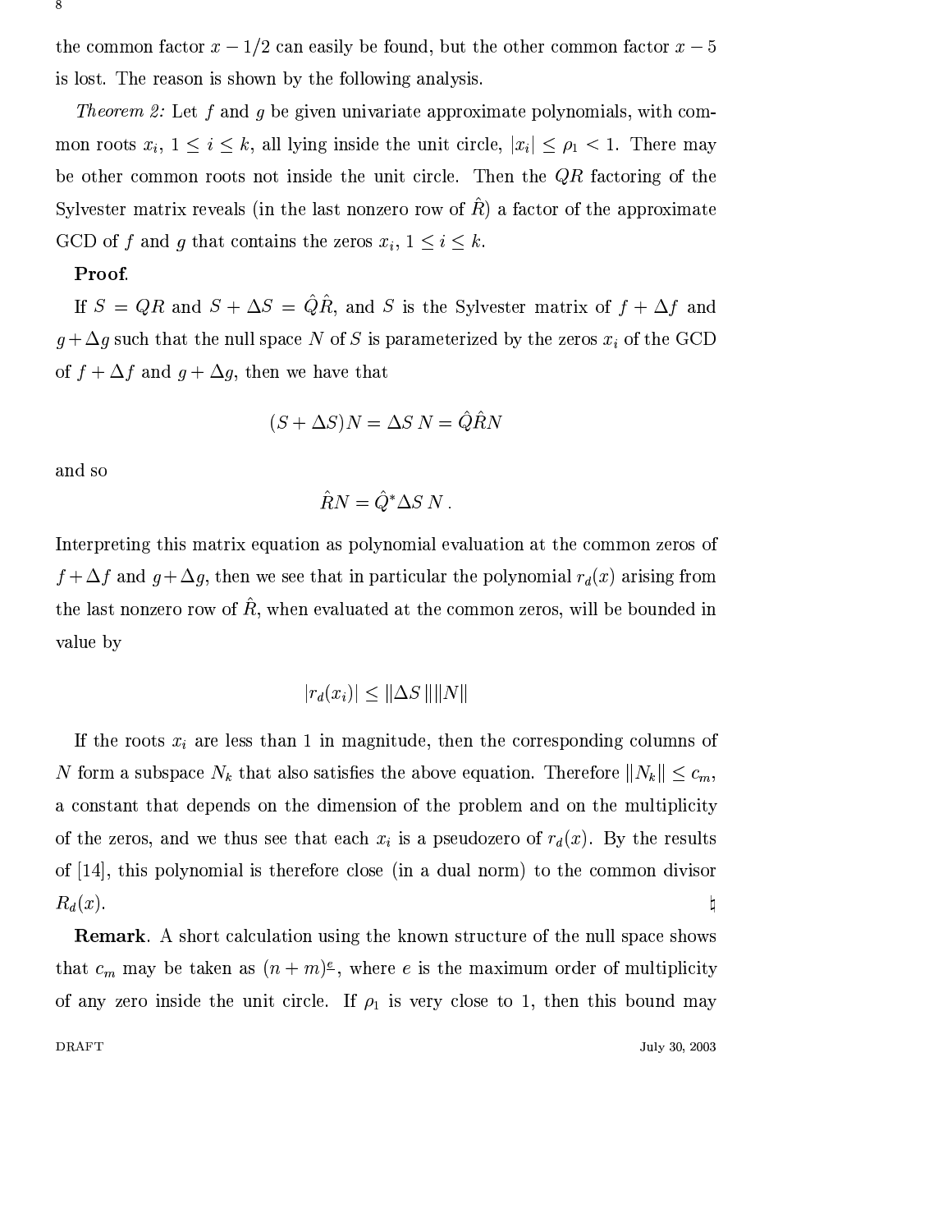the common factor $x - 1/2$ can easily be found, but the other common factor $x - 5$ is lost. The reason is shown by the following analysis.

*Theorem 2:* Let $f$ and $g$ be given univariate approximate polynomials, with common roots $x_i$, $1 \le i \le k$, all lying inside the unit circle, $|x_i| \le \rho_1 < 1$. There may be other common roots not inside the unit circle. Then the $QR$ factoring of the Sylvester matrix reveals (in the last nonzero row of $\hat{R}$) a factor of the approximate GCD of $f$ and $g$ that contains the zeros $x_i$, $1 \le i \le k$.

**Proof.**

If $S = QR$ and $S + \Delta S = \hat{Q}\hat{R}$, and $S$ is the Sylvester matrix of $f + \Delta f$ and $g + \Delta g$ such that the null space $N$ of $S$ is parameterized by the zeros $x_i$ of the GCD of $f + \Delta f$ and $g + \Delta g$, then we have that

$$(S + \Delta S)N = \Delta S\, N = \hat{Q}\hat{R}N$$

and so

$$\hat{R}N = \hat{Q}^* \Delta S\, N\,.$$

Interpreting this matrix equation as polynomial evaluation at the common zeros of $f + \Delta f$ and $g + \Delta g$, then we see that in particular the polynomial $r_d(x)$ arising from the last nonzero row of $\hat{R}$, when evaluated at the common zeros, will be bounded in value by

$$|r_d(x_i)| \le \|\Delta S\|\|N\|$$

If the roots $x_i$ are less than 1 in magnitude, then the corresponding columns of $N$ form a subspace $N_k$ that also satisfies the above equation. Therefore $\|N_k\| \le c_m$, a constant that depends on the dimension of the problem and on the multiplicity of the zeros, and we thus see that each $x_i$ is a pseudozero of $r_d(x)$. By the results of [14], this polynomial is therefore close (in a dual norm) to the common divisor $R_d(x)$. ♮

**Remark.** A short calculation using the known structure of the null space shows that $c_m$ may be taken as $(n + m)^{\frac{e}{2}}$, where $e$ is the maximum order of multiplicity of any zero inside the unit circle. If $\rho_1$ is very close to 1, then this bound may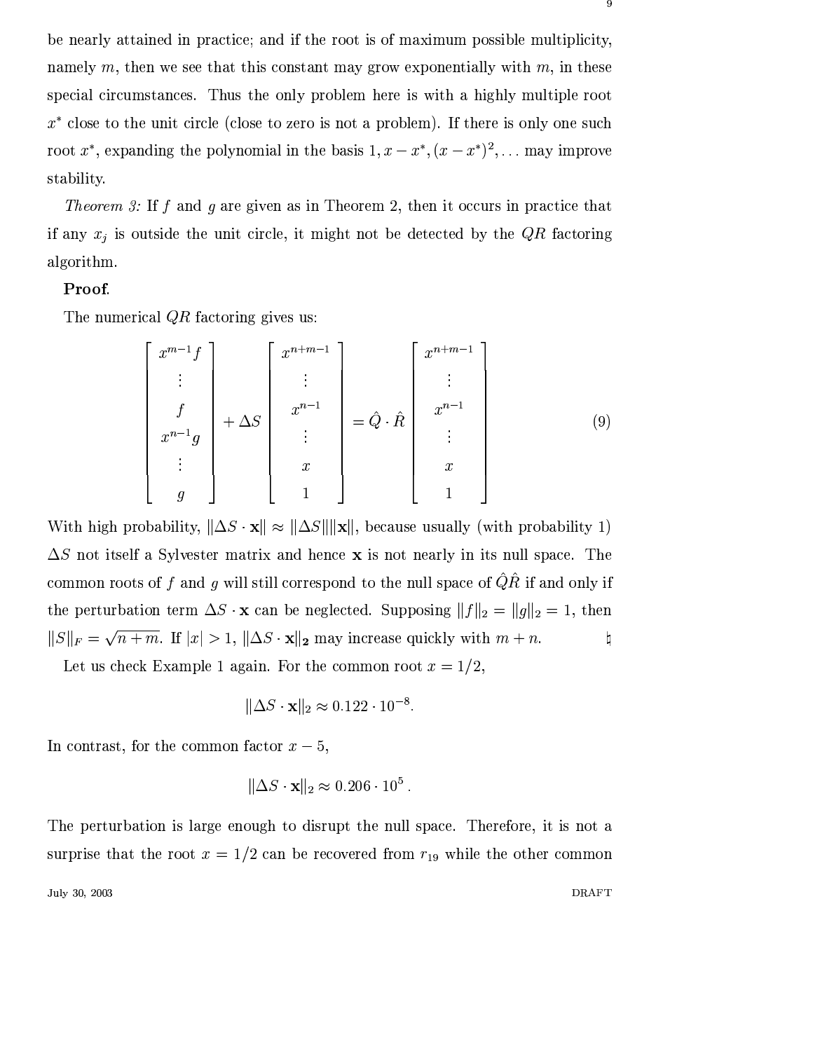be nearly attained in practice; and if the root is of maximum possible multiplicity, namely $m$, then we see that this constant may grow exponentially with $m$, in these special circumstances. Thus the only problem here is with a highly multiple root $x^*$ close to the unit circle (close to zero is not a problem). If there is only one such root $x^*$, expanding the polynomial in the basis $1, x - x^*, (x - x^*)^2, \ldots$ may improve stability.

*Theorem 3:* If $f$ and $g$ are given as in Theorem 2, then it occurs in practice that if any $x_j$ is outside the unit circle, it might not be detected by the $QR$ factoring algorithm.

**Proof.**

The numerical $QR$ factoring gives us:

$$\begin{bmatrix} x^{m-1}f \\ \vdots \\ f \\ x^{n-1}g \\ \vdots \\ g \end{bmatrix} + \Delta S \begin{bmatrix} x^{n+m-1} \\ \vdots \\ x^{n-1} \\ \vdots \\ x \\ 1 \end{bmatrix} = \hat{Q} \cdot \hat{R} \begin{bmatrix} x^{n+m-1} \\ \vdots \\ x^{n-1} \\ \vdots \\ x \\ 1 \end{bmatrix} \tag{9}$$

With high probability, $\|\Delta S \cdot \mathbf{x}\| \approx \|\Delta S\| \|\mathbf{x}\|$, because usually (with probability 1) $\Delta S$ not itself a Sylvester matrix and hence $\mathbf{x}$ is not nearly in its null space. The common roots of $f$ and $g$ will still correspond to the null space of $\hat{Q}\hat{R}$ if and only if the perturbation term $\Delta S \cdot \mathbf{x}$ can be neglected. Supposing $\|f\|_2 = \|g\|_2 = 1$, then $\|S\|_F = \sqrt{n+m}$. If $|x| > 1$, $\|\Delta S \cdot \mathbf{x}\|_\mathbf{2}$ may increase quickly with $m + n$. ♮

Let us check Example 1 again. For the common root $x = 1/2$,

$$\|\Delta S \cdot \mathbf{x}\|_2 \approx 0.122 \cdot 10^{-8}.$$

In contrast, for the common factor $x - 5$,

$$\|\Delta S \cdot \mathbf{x}\|_2 \approx 0.206 \cdot 10^5\,.$$

The perturbation is large enough to disrupt the null space. Therefore, it is not a surprise that the root $x = 1/2$ can be recovered from $r_{19}$ while the other common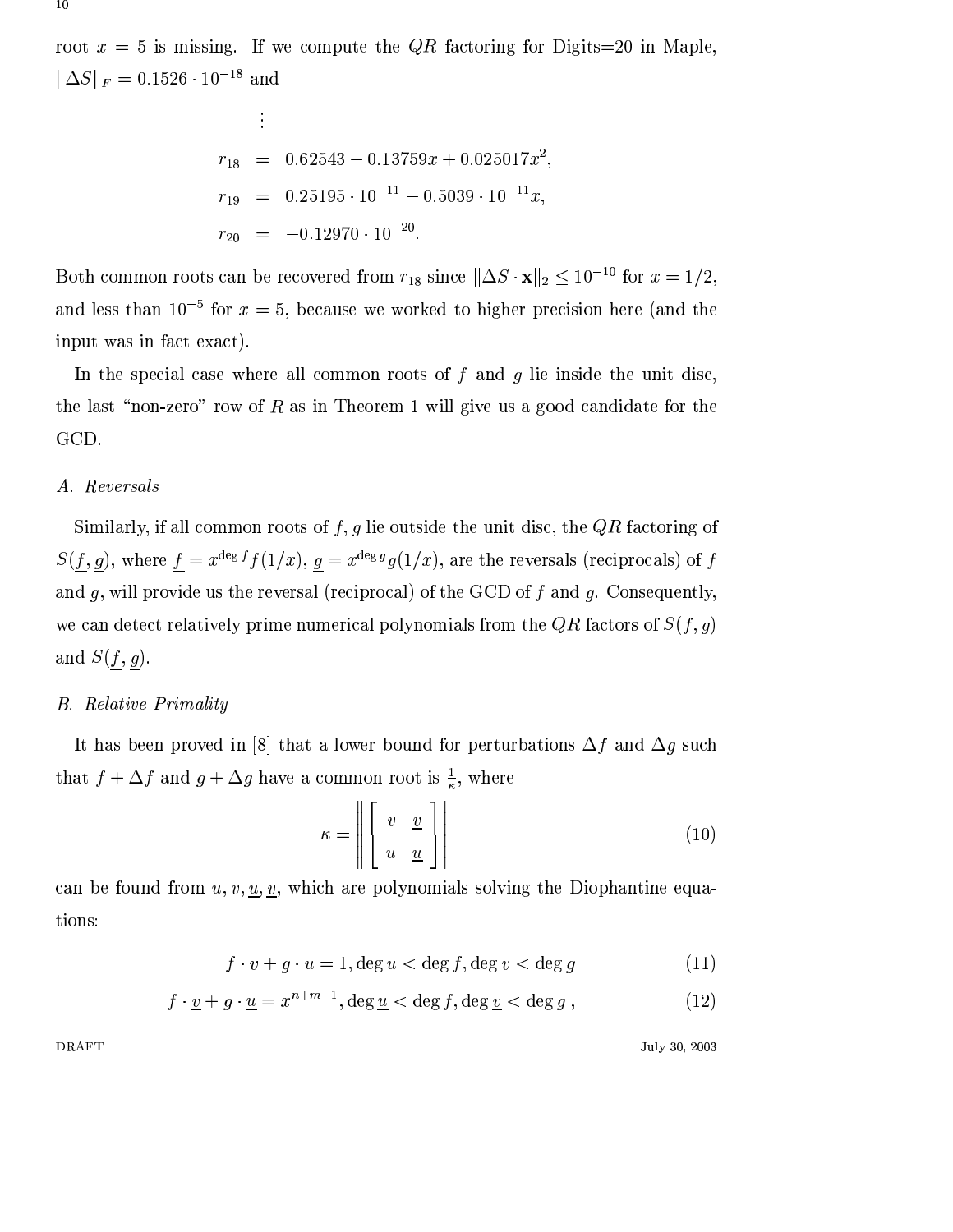root $x = 5$ is missing. If we compute the $QR$ factoring for Digits=20 in Maple, $\|\Delta S\|_F = 0.1526 \cdot 10^{-18}$ and

$$
\begin{aligned}
&\vdots \\
r_{18} &= 0.62543 - 0.13759x + 0.025017x^2, \\
r_{19} &= 0.25195 \cdot 10^{-11} - 0.5039 \cdot 10^{-11}x, \\
r_{20} &= -0.12970 \cdot 10^{-20}.
\end{aligned}
$$

Both common roots can be recovered from $r_{18}$ since $\|\Delta S \cdot \mathbf{x}\|_2 \leq 10^{-10}$ for $x = 1/2$, and less than $10^{-5}$ for $x = 5$, because we worked to higher precision here (and the input was in fact exact).

In the special case where all common roots of $f$ and $g$ lie inside the unit disc, the last "non-zero" row of $R$ as in Theorem 1 will give us a good candidate for the GCD.

### A. Reversals

Similarly, if all common roots of $f, g$ lie outside the unit disc, the $QR$ factoring of $S(\underline{f}, \underline{g})$, where $\underline{f} = x^{\deg f} f(1/x)$, $\underline{g} = x^{\deg g} g(1/x)$, are the reversals (reciprocals) of $f$ and $g$, will provide us the reversal (reciprocal) of the GCD of $f$ and $g$. Consequently, we can detect relatively prime numerical polynomials from the $QR$ factors of $S(f, g)$ and $S(\underline{f}, \underline{g})$.

### B. Relative Primality

It has been proved in [8] that a lower bound for perturbations $\Delta f$ and $\Delta g$ such that $f + \Delta f$ and $g + \Delta g$ have a common root is $\frac{1}{\kappa}$, where

$$
\kappa = \left\| \begin{bmatrix} v & \underline{v} \\ u & \underline{u} \end{bmatrix} \right\| \tag{10}
$$

can be found from $u, v, \underline{u}, \underline{v}$, which are polynomials solving the Diophantine equations:

$$
f \cdot v + g \cdot u = 1, \deg u < \deg f, \deg v < \deg g \tag{11}
$$

$$
f \cdot \underline{v} + g \cdot \underline{u} = x^{n+m-1}, \deg \underline{u} < \deg f, \deg \underline{v} < \deg g \,, \tag{12}
$$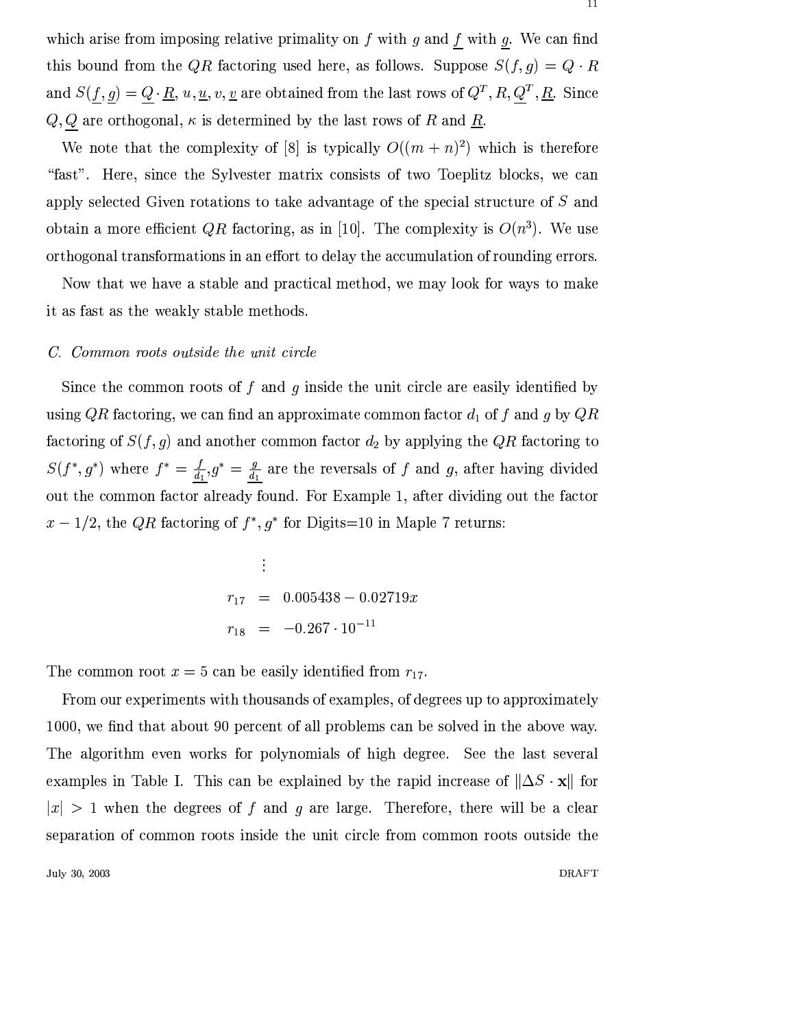which arise from imposing relative primality on $f$ with $g$ and $\underline{f}$ with $\underline{g}$. We can find this bound from the $QR$ factoring used here, as follows. Suppose $S(f,g) = Q \cdot R$ and $S(\underline{f}, \underline{g}) = \underline{Q} \cdot \underline{R}$, $u, \underline{u}, v, \underline{v}$ are obtained from the last rows of $Q^T, R, \underline{Q}^T, \underline{R}$. Since $Q, \underline{Q}$ are orthogonal, $\kappa$ is determined by the last rows of $R$ and $\underline{R}$.

We note that the complexity of [8] is typically $O((m+n)^2)$ which is therefore "fast". Here, since the Sylvester matrix consists of two Toeplitz blocks, we can apply selected Given rotations to take advantage of the special structure of $S$ and obtain a more efficient $QR$ factoring, as in [10]. The complexity is $O(n^3)$. We use orthogonal transformations in an effort to delay the accumulation of rounding errors.

Now that we have a stable and practical method, we may look for ways to make it as fast as the weakly stable methods.

### C. Common roots outside the unit circle

Since the common roots of $f$ and $g$ inside the unit circle are easily identified by using $QR$ factoring, we can find an approximate common factor $d_1$ of $f$ and $g$ by $QR$ factoring of $S(f,g)$ and another common factor $d_2$ by applying the $QR$ factoring to $S(f^*, g^*)$ where $f^* = \underline{\frac{f}{d_1}}, g^* = \underline{\frac{g}{d_1}}$ are the reversals of $f$ and $g$, after having divided out the common factor already found. For Example 1, after dividing out the factor $x - 1/2$, the $QR$ factoring of $f^*, g^*$ for Digits=10 in Maple 7 returns:

$$
\begin{aligned}
&\vdots \\
r_{17} &= 0.005438 - 0.02719x \\
r_{18} &= -0.267 \cdot 10^{-11}
\end{aligned}
$$

The common root $x = 5$ can be easily identified from $r_{17}$.

From our experiments with thousands of examples, of degrees up to approximately 1000, we find that about 90 percent of all problems can be solved in the above way. The algorithm even works for polynomials of high degree. See the last several examples in Table I. This can be explained by the rapid increase of $\|\Delta S \cdot \mathbf{x}\|$ for $|x| > 1$ when the degrees of $f$ and $g$ are large. Therefore, there will be a clear separation of common roots inside the unit circle from common roots outside the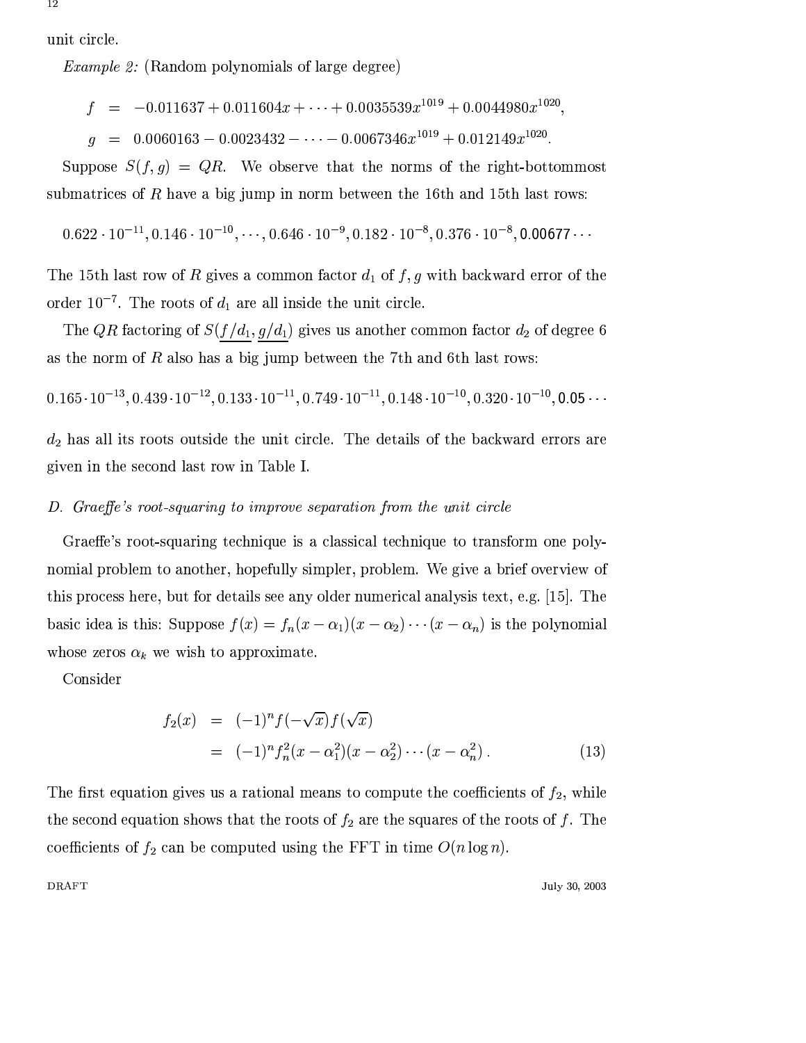unit circle.

*Example 2:* (Random polynomials of large degree)

$$
\begin{aligned}
f &= -0.011637 + 0.011604x + \cdots + 0.0035539x^{1019} + 0.0044980x^{1020}, \\
g &= 0.0060163 - 0.0023432 - \cdots - 0.0067346x^{1019} + 0.012149x^{1020}.
\end{aligned}
$$

Suppose $S(f,g) = QR$. We observe that the norms of the right-bottommost submatrices of $R$ have a big jump in norm between the 16th and 15th last rows:

$$0.622 \cdot 10^{-11}, 0.146 \cdot 10^{-10}, \cdots, 0.646 \cdot 10^{-9}, 0.182 \cdot 10^{-8}, 0.376 \cdot 10^{-8}, 0.00677 \cdots$$

The 15th last row of $R$ gives a common factor $d_1$ of $f, g$ with backward error of the order $10^{-7}$. The roots of $d_1$ are all inside the unit circle.

The $QR$ factoring of $S(\underline{f/d_1}, \underline{g/d_1})$ gives us another common factor $d_2$ of degree 6 as the norm of $R$ also has a big jump between the 7th and 6th last rows:

$$0.165 \cdot 10^{-13}, 0.439 \cdot 10^{-12}, 0.133 \cdot 10^{-11}, 0.749 \cdot 10^{-11}, 0.148 \cdot 10^{-10}, 0.320 \cdot 10^{-10}, 0.05 \cdots$$

$d_2$ has all its roots outside the unit circle. The details of the backward errors are given in the second last row in Table I.

### D. Graeffe's root-squaring to improve separation from the unit circle

Graeffe's root-squaring technique is a classical technique to transform one polynomial problem to another, hopefully simpler, problem. We give a brief overview of this process here, but for details see any older numerical analysis text, e.g. [15]. The basic idea is this: Suppose $f(x) = f_n(x-\alpha_1)(x-\alpha_2)\cdots(x-\alpha_n)$ is the polynomial whose zeros $\alpha_k$ we wish to approximate.

Consider

$$
\begin{aligned}
f_2(x) &= (-1)^n f(-\sqrt{x}) f(\sqrt{x}) \\
&= (-1)^n f_n^2 (x-\alpha_1^2)(x-\alpha_2^2)\cdots(x-\alpha_n^2)\,. \qquad (13)
\end{aligned}
$$

The first equation gives us a rational means to compute the coefficients of $f_2$, while the second equation shows that the roots of $f_2$ are the squares of the roots of $f$. The coefficients of $f_2$ can be computed using the FFT in time $O(n \log n)$.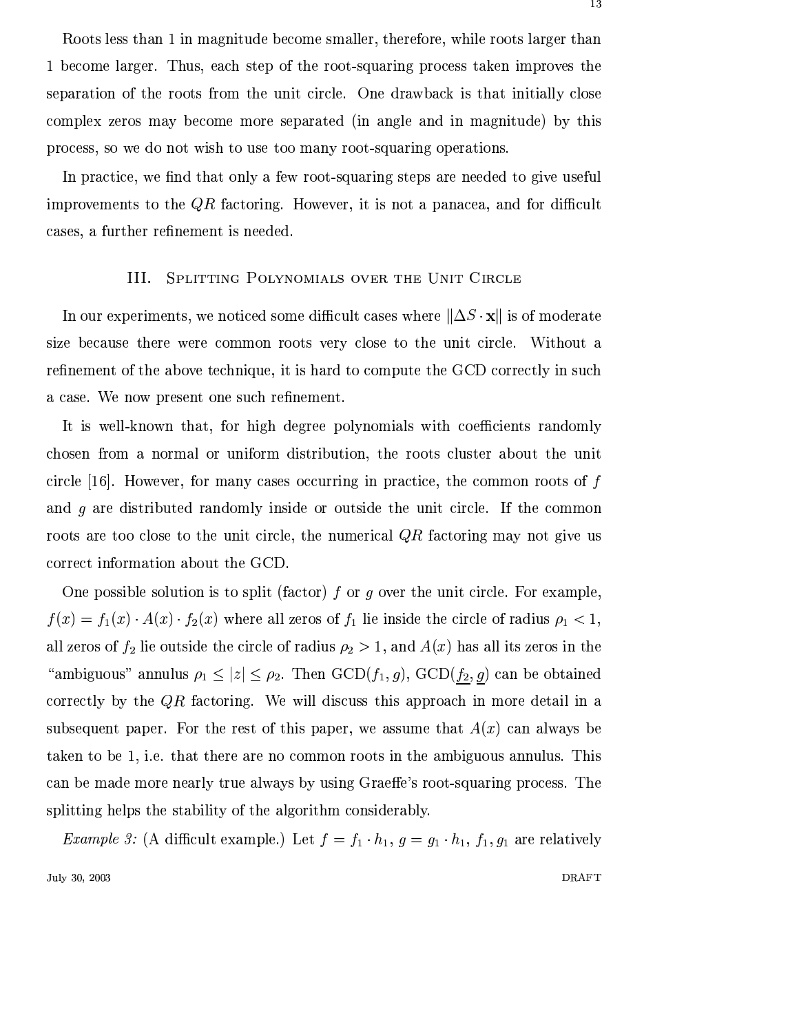Roots less than 1 in magnitude become smaller, therefore, while roots larger than 1 become larger. Thus, each step of the root-squaring process taken improves the separation of the roots from the unit circle. One drawback is that initially close complex zeros may become more separated (in angle and in magnitude) by this process, so we do not wish to use too many root-squaring operations.

In practice, we find that only a few root-squaring steps are needed to give useful improvements to the $QR$ factoring. However, it is not a panacea, and for difficult cases, a further refinement is needed.

## III. Splitting Polynomials over the Unit Circle

In our experiments, we noticed some difficult cases where $\|\Delta S \cdot \mathbf{x}\|$ is of moderate size because there were common roots very close to the unit circle. Without a refinement of the above technique, it is hard to compute the GCD correctly in such a case. We now present one such refinement.

It is well-known that, for high degree polynomials with coefficients randomly chosen from a normal or uniform distribution, the roots cluster about the unit circle [16]. However, for many cases occurring in practice, the common roots of $f$ and $g$ are distributed randomly inside or outside the unit circle. If the common roots are too close to the unit circle, the numerical $QR$ factoring may not give us correct information about the GCD.

One possible solution is to split (factor) $f$ or $g$ over the unit circle. For example, $f(x) = f_1(x) \cdot A(x) \cdot f_2(x)$ where all zeros of $f_1$ lie inside the circle of radius $\rho_1 < 1$, all zeros of $f_2$ lie outside the circle of radius $\rho_2 > 1$, and $A(x)$ has all its zeros in the "ambiguous" annulus $\rho_1 \leq |z| \leq \rho_2$. Then $\mathrm{GCD}(f_1, g)$, $\mathrm{GCD}(\underline{f_2}, \underline{g})$ can be obtained correctly by the $QR$ factoring. We will discuss this approach in more detail in a subsequent paper. For the rest of this paper, we assume that $A(x)$ can always be taken to be 1, i.e. that there are no common roots in the ambiguous annulus. This can be made more nearly true always by using Graeffe's root-squaring process. The splitting helps the stability of the algorithm considerably.

*Example 3:* (A difficult example.) Let $f = f_1 \cdot h_1$, $g = g_1 \cdot h_1$, $f_1, g_1$ are relatively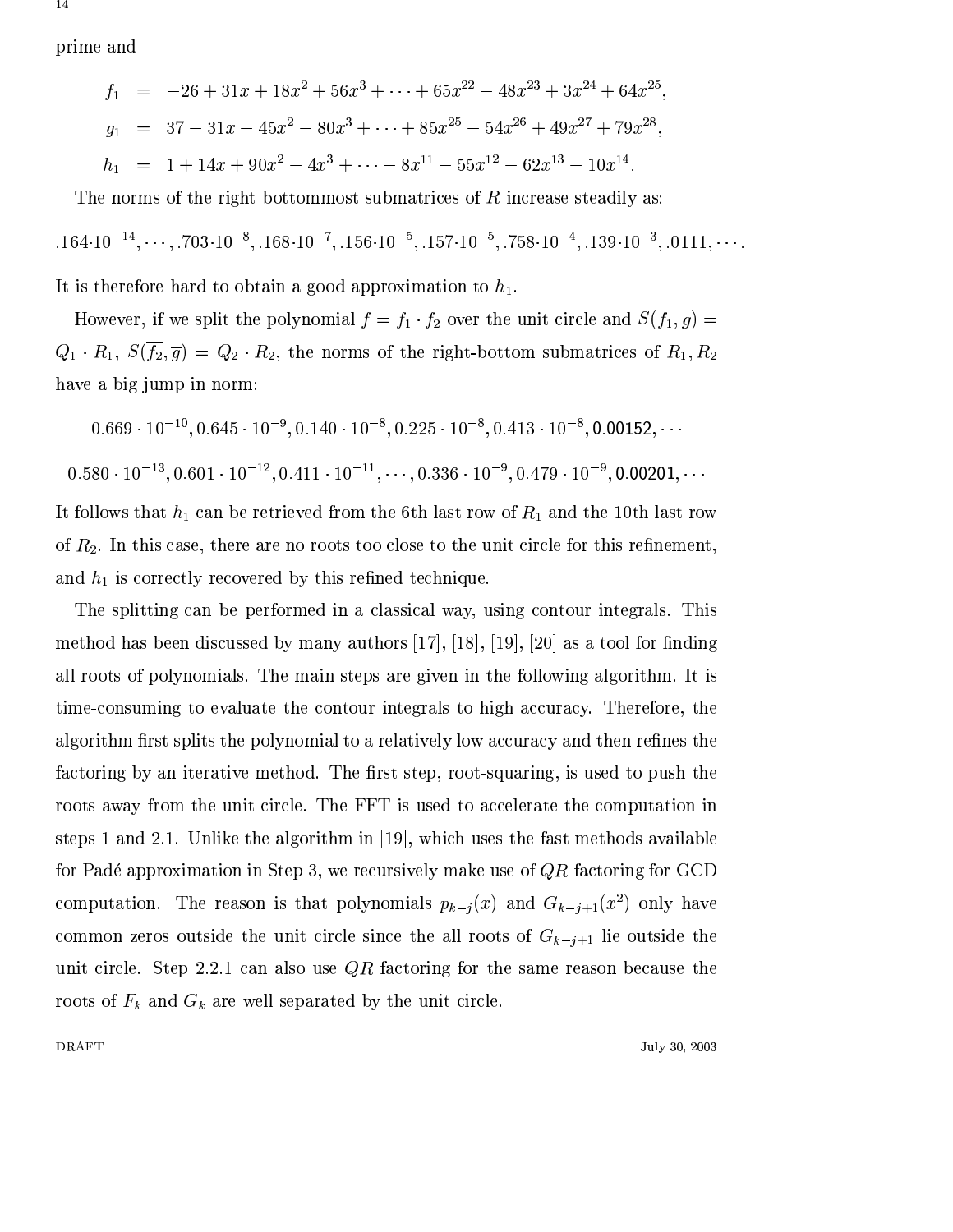prime and

$$
\begin{aligned}
f_1 &= -26 + 31x + 18x^2 + 56x^3 + \cdots + 65x^{22} - 48x^{23} + 3x^{24} + 64x^{25}, \\
g_1 &= 37 - 31x - 45x^2 - 80x^3 + \cdots + 85x^{25} - 54x^{26} + 49x^{27} + 79x^{28}, \\
h_1 &= 1 + 14x + 90x^2 - 4x^3 + \cdots - 8x^{11} - 55x^{12} - 62x^{13} - 10x^{14}.
\end{aligned}
$$

The norms of the right bottommost submatrices of $R$ increase steadily as:

$$
.164{\cdot}10^{-14}, \cdots, .703{\cdot}10^{-8}, .168{\cdot}10^{-7}, .156{\cdot}10^{-5}, .157{\cdot}10^{-5}, .758{\cdot}10^{-4}, .139{\cdot}10^{-3}, .0111, \cdots.
$$

It is therefore hard to obtain a good approximation to $h_1$.

However, if we split the polynomial $f = f_1 \cdot f_2$ over the unit circle and $S(f_1, g) = Q_1 \cdot R_1$, $S(\overline{f_2}, \overline{g}) = Q_2 \cdot R_2$, the norms of the right-bottom submatrices of $R_1, R_2$ have a big jump in norm:

$$
0.669 \cdot 10^{-10}, 0.645 \cdot 10^{-9}, 0.140 \cdot 10^{-8}, 0.225 \cdot 10^{-8}, 0.413 \cdot 10^{-8}, 0.00152, \cdots
$$

$$
0.580 \cdot 10^{-13}, 0.601 \cdot 10^{-12}, 0.411 \cdot 10^{-11}, \cdots, 0.336 \cdot 10^{-9}, 0.479 \cdot 10^{-9}, 0.00201, \cdots
$$

It follows that $h_1$ can be retrieved from the 6th last row of $R_1$ and the 10th last row of $R_2$. In this case, there are no roots too close to the unit circle for this refinement, and $h_1$ is correctly recovered by this refined technique.

The splitting can be performed in a classical way, using contour integrals. This method has been discussed by many authors [17], [18], [19], [20] as a tool for finding all roots of polynomials. The main steps are given in the following algorithm. It is time-consuming to evaluate the contour integrals to high accuracy. Therefore, the algorithm first splits the polynomial to a relatively low accuracy and then refines the factoring by an iterative method. The first step, root-squaring, is used to push the roots away from the unit circle. The FFT is used to accelerate the computation in steps 1 and 2.1. Unlike the algorithm in [19], which uses the fast methods available for Padé approximation in Step 3, we recursively make use of $QR$ factoring for GCD computation. The reason is that polynomials $p_{k-j}(x)$ and $G_{k-j+1}(x^2)$ only have common zeros outside the unit circle since the all roots of $G_{k-j+1}$ lie outside the unit circle. Step 2.2.1 can also use $QR$ factoring for the same reason because the roots of $F_k$ and $G_k$ are well separated by the unit circle.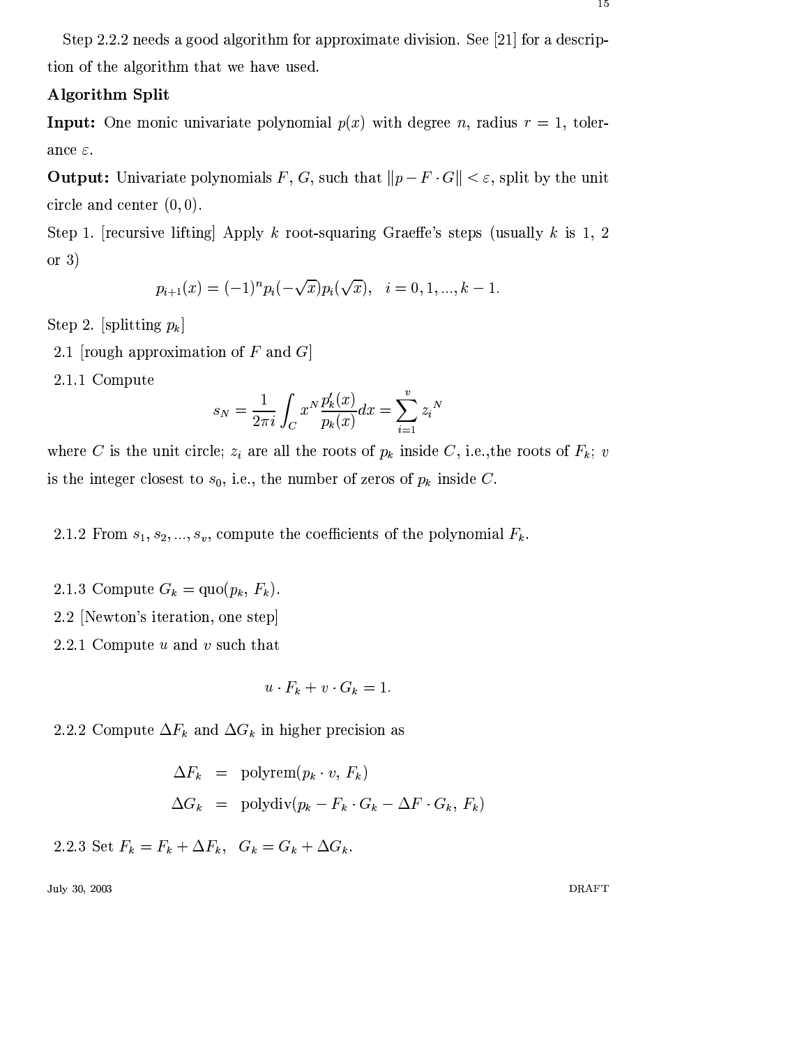Step 2.2.2 needs a good algorithm for approximate division. See [21] for a description of the algorithm that we have used.

**Algorithm Split**

**Input:** One monic univariate polynomial $p(x)$ with degree $n$, radius $r = 1$, tolerance $\varepsilon$.

**Output:** Univariate polynomials $F$, $G$, such that $\|p - F \cdot G\| < \varepsilon$, split by the unit circle and center $(0, 0)$.

Step 1. [recursive lifting] Apply $k$ root-squaring Graeffe's steps (usually $k$ is 1, 2 or 3)

$$p_{i+1}(x) = (-1)^n p_i(-\sqrt{x}) p_i(\sqrt{x}), \quad i = 0, 1, ..., k-1.$$

Step 2. [splitting $p_k$]

2.1 [rough approximation of $F$ and $G$]

2.1.1 Compute

$$s_N = \frac{1}{2\pi i} \int_C x^N \frac{p_k'(x)}{p_k(x)} dx = \sum_{i=1}^{v} {z_i}^N$$

where $C$ is the unit circle; $z_i$ are all the roots of $p_k$ inside $C$, i.e.,the roots of $F_k$; $v$ is the integer closest to $s_0$, i.e., the number of zeros of $p_k$ inside $C$.

2.1.2 From $s_1, s_2, ..., s_v$, compute the coefficients of the polynomial $F_k$.

2.1.3 Compute $G_k = \text{quo}(p_k, F_k)$.

2.2 [Newton's iteration, one step]

2.2.1 Compute $u$ and $v$ such that

$$u \cdot F_k + v \cdot G_k = 1.$$

2.2.2 Compute $\Delta F_k$ and $\Delta G_k$ in higher precision as

$$\begin{aligned} \Delta F_k &= \text{polyrem}(p_k \cdot v, F_k) \\ \Delta G_k &= \text{polydiv}(p_k - F_k \cdot G_k - \Delta F \cdot G_k, F_k) \end{aligned}$$

2.2.3 Set $F_k = F_k + \Delta F_k$, $\;G_k = G_k + \Delta G_k$.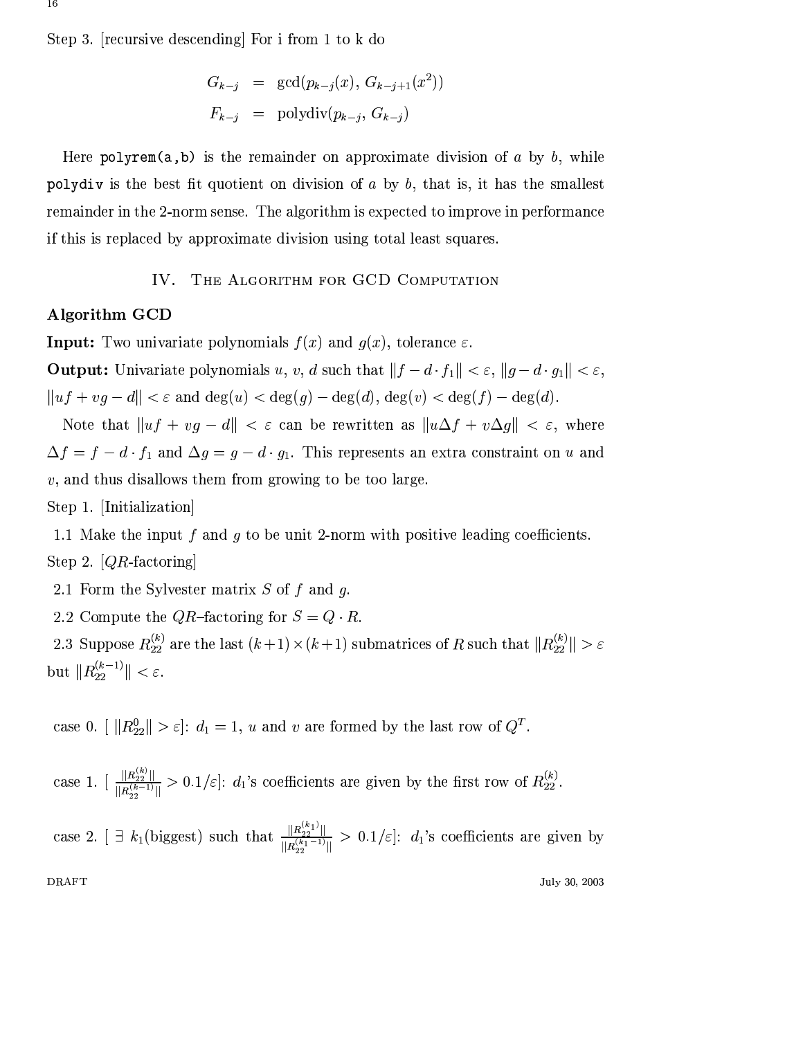Step 3. [recursive descending] For i from 1 to k do

$$
\begin{aligned}
G_{k-j} &= \gcd(p_{k-j}(x), G_{k-j+1}(x^2)) \\
F_{k-j} &= \text{polydiv}(p_{k-j}, G_{k-j})
\end{aligned}
$$

Here `polyrem(a,b)` is the remainder on approximate division of $a$ by $b$, while `polydiv` is the best fit quotient on division of $a$ by $b$, that is, it has the smallest remainder in the 2-norm sense. The algorithm is expected to improve in performance if this is replaced by approximate division using total least squares.

## IV. The Algorithm for GCD Computation

**Algorithm GCD**

**Input:** Two univariate polynomials $f(x)$ and $g(x)$, tolerance $\varepsilon$.

**Output:** Univariate polynomials $u$, $v$, $d$ such that $\|f - d \cdot f_1\| < \varepsilon$, $\|g - d \cdot g_1\| < \varepsilon$, $\|uf + vg - d\| < \varepsilon$ and $\deg(u) < \deg(g) - \deg(d)$, $\deg(v) < \deg(f) - \deg(d)$.

Note that $\|uf + vg - d\| < \varepsilon$ can be rewritten as $\|u\Delta f + v\Delta g\| < \varepsilon$, where $\Delta f = f - d \cdot f_1$ and $\Delta g = g - d \cdot g_1$. This represents an extra constraint on $u$ and $v$, and thus disallows them from growing to be too large.

Step 1. [Initialization]

1.1 Make the input $f$ and $g$ to be unit 2-norm with positive leading coefficients.

Step 2. [$QR$-factoring]

2.1 Form the Sylvester matrix $S$ of $f$ and $g$.

2.2 Compute the $QR$–factoring for $S = Q \cdot R$.

2.3 Suppose $R_{22}^{(k)}$ are the last $(k+1) \times (k+1)$ submatrices of $R$ such that $\|R_{22}^{(k)}\| > \varepsilon$ but $\|R_{22}^{(k-1)}\| < \varepsilon$.

case 0. [ $\|R_{22}^{0}\| > \varepsilon$]: $d_1 = 1$, $u$ and $v$ are formed by the last row of $Q^T$.

case 1. [ $\frac{\|R_{22}^{(k)}\|}{\|R_{22}^{(k-1)}\|} > 0.1/\varepsilon$]: $d_1$'s coefficients are given by the first row of $R_{22}^{(k)}$.

case 2. [ $\exists$ $k_1$(biggest) such that $\frac{\|R_{22}^{(k_1)}\|}{\|R_{22}^{(k_1-1)}\|} > 0.1/\varepsilon$]: $d_1$'s coefficients are given by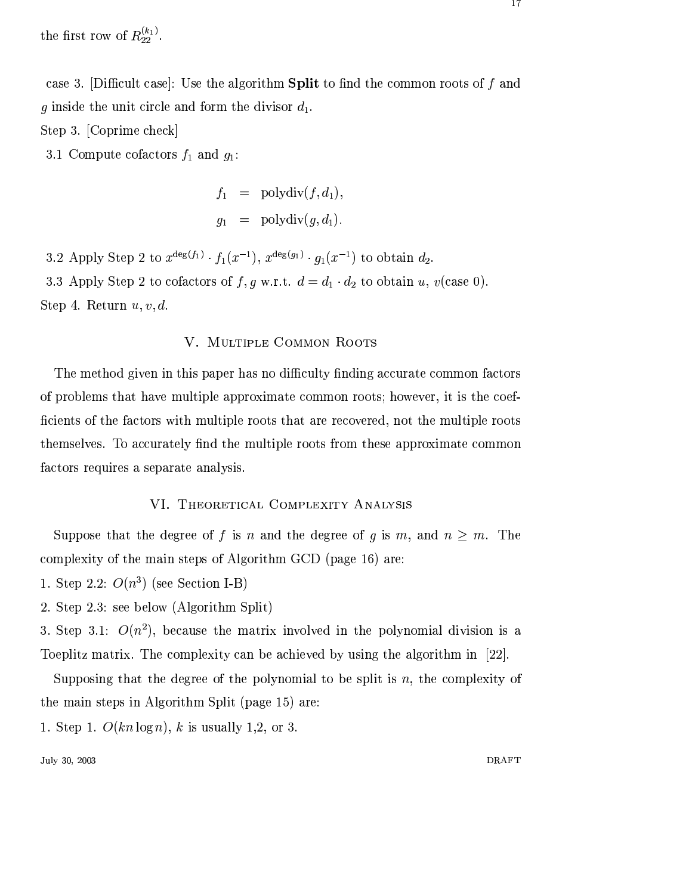the first row of $R_{22}^{(k_1)}$.

case 3. [Difficult case]: Use the algorithm **Split** to find the common roots of $f$ and $g$ inside the unit circle and form the divisor $d_1$.

Step 3. [Coprime check]

3.1 Compute cofactors $f_1$ and $g_1$:

$$
\begin{aligned}
f_1 &= \text{polydiv}(f, d_1), \\
g_1 &= \text{polydiv}(g, d_1).
\end{aligned}
$$

3.2 Apply Step 2 to $x^{\deg(f_1)} \cdot f_1(x^{-1})$, $x^{\deg(g_1)} \cdot g_1(x^{-1})$ to obtain $d_2$.

3.3 Apply Step 2 to cofactors of $f, g$ w.r.t. $d = d_1 \cdot d_2$ to obtain $u$, $v$(case 0).

Step 4. Return $u, v, d$.

## V. Multiple Common Roots

The method given in this paper has no difficulty finding accurate common factors of problems that have multiple approximate common roots; however, it is the coefficients of the factors with multiple roots that are recovered, not the multiple roots themselves. To accurately find the multiple roots from these approximate common factors requires a separate analysis.

## VI. Theoretical Complexity Analysis

Suppose that the degree of $f$ is $n$ and the degree of $g$ is $m$, and $n \geq m$. The complexity of the main steps of Algorithm GCD (page 16) are:

1. Step 2.2: $O(n^3)$ (see Section I-B)
2. Step 2.3: see below (Algorithm Split)
3. Step 3.1: $O(n^2)$, because the matrix involved in the polynomial division is a Toeplitz matrix. The complexity can be achieved by using the algorithm in [22].

Supposing that the degree of the polynomial to be split is $n$, the complexity of the main steps in Algorithm Split (page 15) are:

1. Step 1. $O(kn \log n)$, $k$ is usually 1,2, or 3.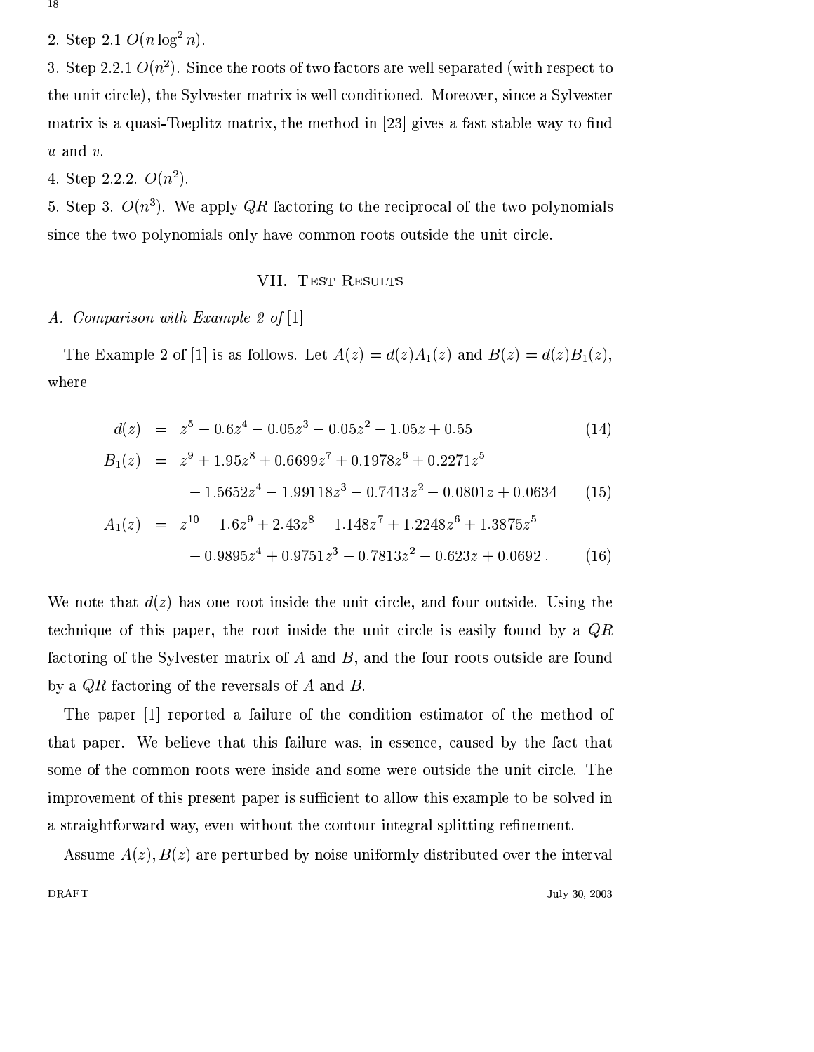2. Step 2.1 $O(n \log^2 n)$.

3. Step 2.2.1 $O(n^2)$. Since the roots of two factors are well separated (with respect to the unit circle), the Sylvester matrix is well conditioned. Moreover, since a Sylvester matrix is a quasi-Toeplitz matrix, the method in [23] gives a fast stable way to find $u$ and $v$.

4. Step 2.2.2. $O(n^2)$.

5. Step 3. $O(n^3)$. We apply $QR$ factoring to the reciprocal of the two polynomials since the two polynomials only have common roots outside the unit circle.

## VII. Test Results

### A. Comparison with Example 2 of [1]

The Example 2 of [1] is as follows. Let $A(z) = d(z)A_1(z)$ and $B(z) = d(z)B_1(z)$, where

$$
\begin{aligned}
d(z) &= z^5 - 0.6z^4 - 0.05z^3 - 0.05z^2 - 1.05z + 0.55 && (14)\\
B_1(z) &= z^9 + 1.95z^8 + 0.6699z^7 + 0.1978z^6 + 0.2271z^5 \\
&\quad - 1.5652z^4 - 1.99118z^3 - 0.7413z^2 - 0.0801z + 0.0634 && (15)\\
A_1(z) &= z^{10} - 1.6z^9 + 2.43z^8 - 1.148z^7 + 1.2248z^6 + 1.3875z^5 \\
&\quad - 0.9895z^4 + 0.9751z^3 - 0.7813z^2 - 0.623z + 0.0692\,. && (16)
\end{aligned}
$$

We note that $d(z)$ has one root inside the unit circle, and four outside. Using the technique of this paper, the root inside the unit circle is easily found by a $QR$ factoring of the Sylvester matrix of $A$ and $B$, and the four roots outside are found by a $QR$ factoring of the reversals of $A$ and $B$.

The paper [1] reported a failure of the condition estimator of the method of that paper. We believe that this failure was, in essence, caused by the fact that some of the common roots were inside and some were outside the unit circle. The improvement of this present paper is sufficient to allow this example to be solved in a straightforward way, even without the contour integral splitting refinement.

Assume $A(z), B(z)$ are perturbed by noise uniformly distributed over the interval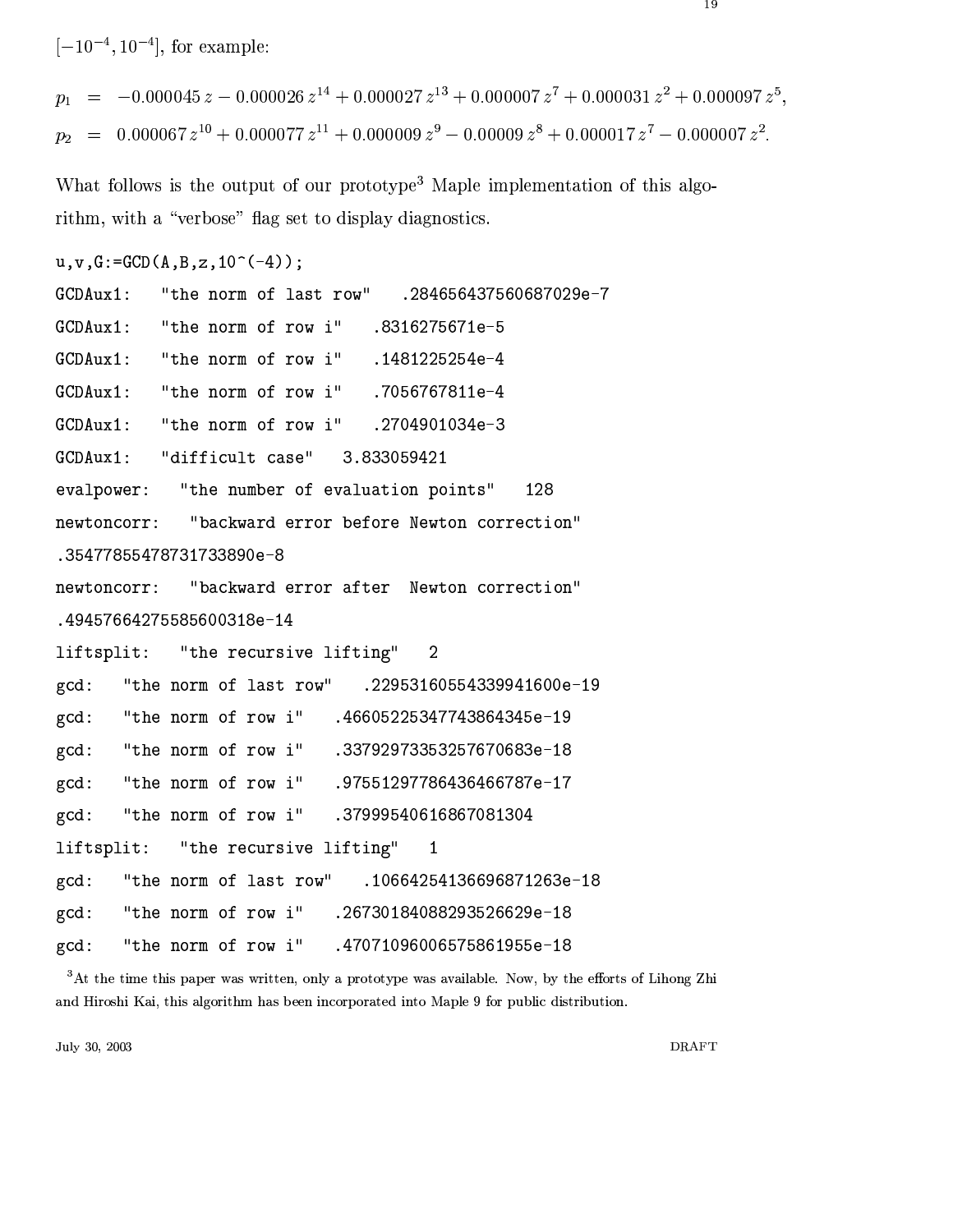$[-10^{-4}, 10^{-4}]$, for example:

$$p_1 = -0.000045\,z - 0.000026\,z^{14} + 0.000027\,z^{13} + 0.000007\,z^7 + 0.000031\,z^2 + 0.000097\,z^5,$$

$$p_2 = 0.000067\,z^{10} + 0.000077\,z^{11} + 0.000009\,z^9 - 0.00009\,z^8 + 0.000017\,z^7 - 0.000007\,z^2.$$

What follows is the output of our prototype[3] Maple implementation of this algorithm, with a "verbose" flag set to display diagnostics.

```
u,v,G:=GCD(A,B,z,10^(-4));
GCDAux1:   "the norm of last row"   .284656437560687029e-7
GCDAux1:   "the norm of row i"   .8316275671e-5
GCDAux1:   "the norm of row i"   .1481225254e-4
GCDAux1:   "the norm of row i"   .7056767811e-4
GCDAux1:   "the norm of row i"   .2704901034e-3
GCDAux1:   "difficult case"   3.833059421
evalpower:   "the number of evaluation points"   128
newtoncorr:   "backward error before Newton correction"
.354778554787317338890e-8
newtoncorr:   "backward error after  Newton correction"
.494576642755856003l8e-14
liftsplit:   "the recursive lifting"   2
gcd:   "the norm of last row"   .229531605543399416000e-19
gcd:   "the norm of row i"   .466052253477438643450e-19
gcd:   "the norm of row i"   .337929733532576706830e-18
gcd:   "the norm of row i"   .975512977864364667870e-17
gcd:   "the norm of row i"   .37999540616867081304
liftsplit:   "the recursive lifting"   1
gcd:   "the norm of last row"   .106642541366968712630e-18
gcd:   "the norm of row i"   .267301840882935266290e-18
gcd:   "the norm of row i"   .470710960065758619550e-18
```

[3] At the time this paper was written, only a prototype was available. Now, by the efforts of Lihong Zhi and Hiroshi Kai, this algorithm has been incorporated into Maple 9 for public distribution.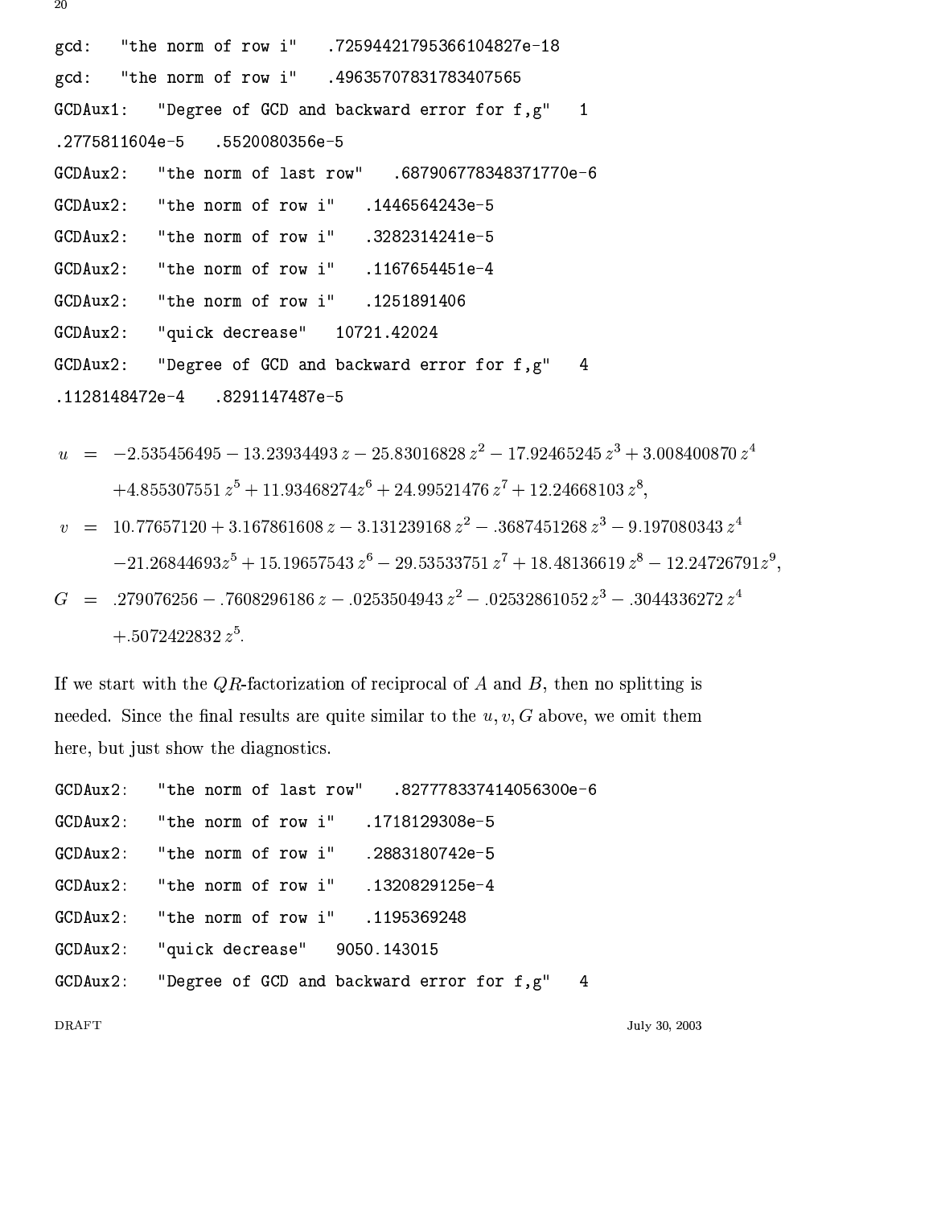```
gcd:   "the norm of row i"   .72594421795366104827e-18
gcd:   "the norm of row i"   .49635707831783407565
GCDAux1:   "Degree of GCD and backward error for f,g"   1
.2775811604e-5   .5520080356e-5
GCDAux2:   "the norm of last row"   .687906778348371770e-6
GCDAux2:   "the norm of row i"   .1446564243e-5
GCDAux2:   "the norm of row i"   .3282314241e-5
GCDAux2:   "the norm of row i"   .1167654451e-4
GCDAux2:   "the norm of row i"   .1251891406
GCDAux2:   "quick decrease"   10721.42024
GCDAux2:   "Degree of GCD and backward error for f,g"   4
.1128148472e-4   .8291147487e-5
```

$$
\begin{aligned}
u &= -2.535456495 - 13.23934493\, z - 25.83016828\, z^2 - 17.92465245\, z^3 + 3.008400870\, z^4 \\
&\quad +4.855307551\, z^5 + 11.93468274 z^6 + 24.99521476\, z^7 + 12.24668103\, z^8, \\
v &= 10.77657120 + 3.167861608\, z - 3.131239168\, z^2 - .3687451268\, z^3 - 9.197080343\, z^4 \\
&\quad -21.26844693 z^5 + 15.19657543\, z^6 - 29.53533751\, z^7 + 18.48136619\, z^8 - 12.24726791 z^9, \\
G &= .279076256 - .7608296186\, z - .0253504943\, z^2 - .02532861052\, z^3 - .3044336272\, z^4 \\
&\quad +.5072422832\, z^5.
\end{aligned}
$$

If we start with the $QR$-factorization of reciprocal of $A$ and $B$, then no splitting is needed. Since the final results are quite similar to the $u, v, G$ above, we omit them here, but just show the diagnostics.

```
GCDAux2:   "the norm of last row"   .827778337414056300e-6
GCDAux2:   "the norm of row i"   .1718129308e-5
GCDAux2:   "the norm of row i"   .2883180742e-5
GCDAux2:   "the norm of row i"   .1320829125e-4
GCDAux2:   "the norm of row i"   .1195369248
GCDAux2:   "quick decrease"   9050.143015
GCDAux2:   "Degree of GCD and backward error for f,g"   4
```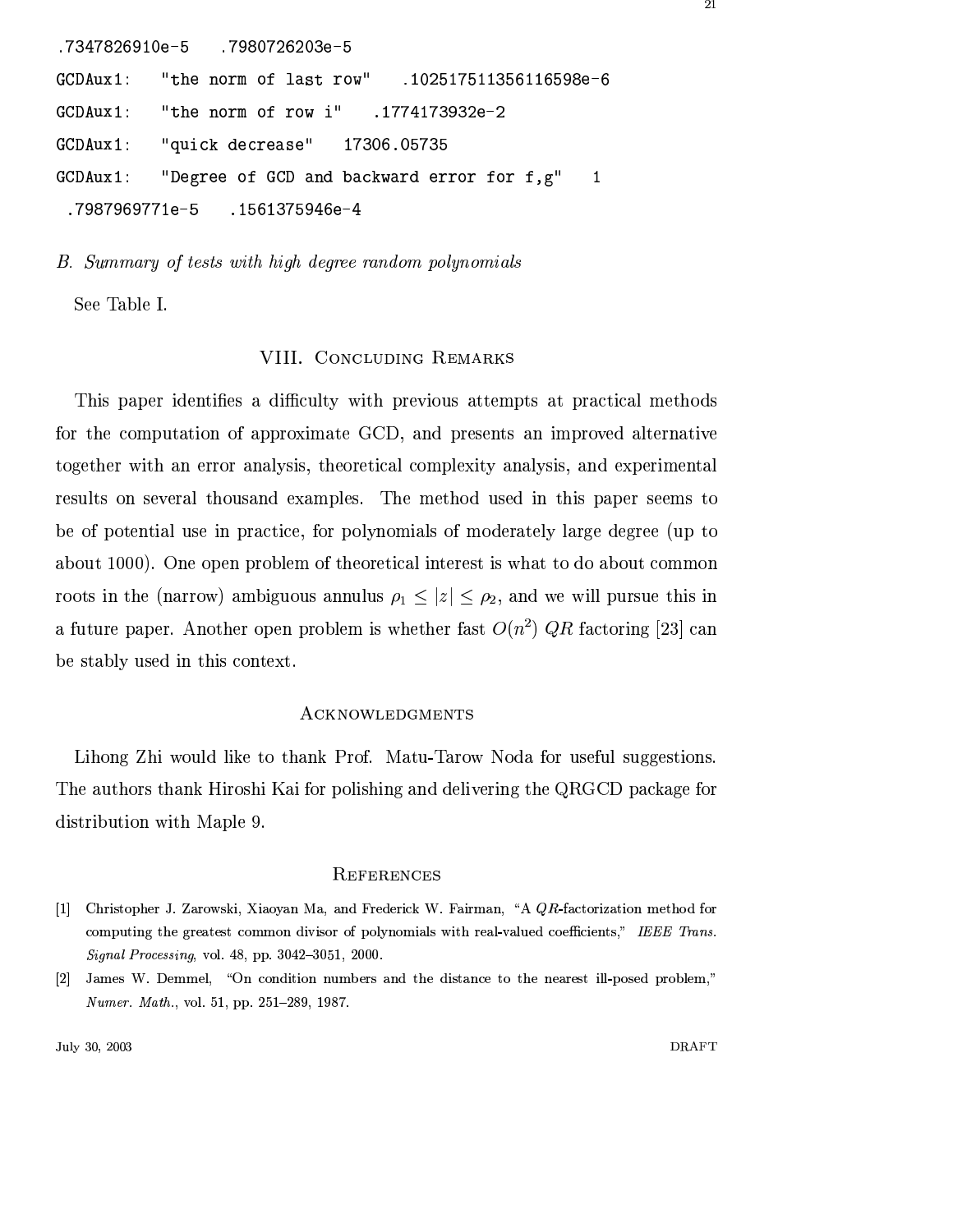```
.7347826910e-5   .7980726203e-5
GCDAux1:   "the norm of last row"   .102517511356116598e-6
GCDAux1:   "the norm of row i"   .1774173932e-2
GCDAux1:   "quick decrease"   17306.05735
GCDAux1:   "Degree of GCD and backward error for f,g"   1
 .7987969771e-5   .1561375946e-4
```

### *B. Summary of tests with high degree random polynomials*

See Table I.

## VIII. Concluding Remarks

This paper identifies a difficulty with previous attempts at practical methods for the computation of approximate GCD, and presents an improved alternative together with an error analysis, theoretical complexity analysis, and experimental results on several thousand examples. The method used in this paper seems to be of potential use in practice, for polynomials of moderately large degree (up to about 1000). One open problem of theoretical interest is what to do about common roots in the (narrow) ambiguous annulus $\rho_1 \leq |z| \leq \rho_2$, and we will pursue this in a future paper. Another open problem is whether fast $O(n^2)$ $QR$ factoring [23] can be stably used in this context.

## Acknowledgments

Lihong Zhi would like to thank Prof. Matu-Tarow Noda for useful suggestions. The authors thank Hiroshi Kai for polishing and delivering the QRGCD package for distribution with Maple 9.

## References

[1] Christopher J. Zarowski, Xiaoyan Ma, and Frederick W. Fairman, "A $QR$-factorization method for computing the greatest common divisor of polynomials with real-valued coefficients," *IEEE Trans. Signal Processing*, vol. 48, pp. 3042–3051, 2000.

[2] James W. Demmel, "On condition numbers and the distance to the nearest ill-posed problem," *Numer. Math.*, vol. 51, pp. 251–289, 1987.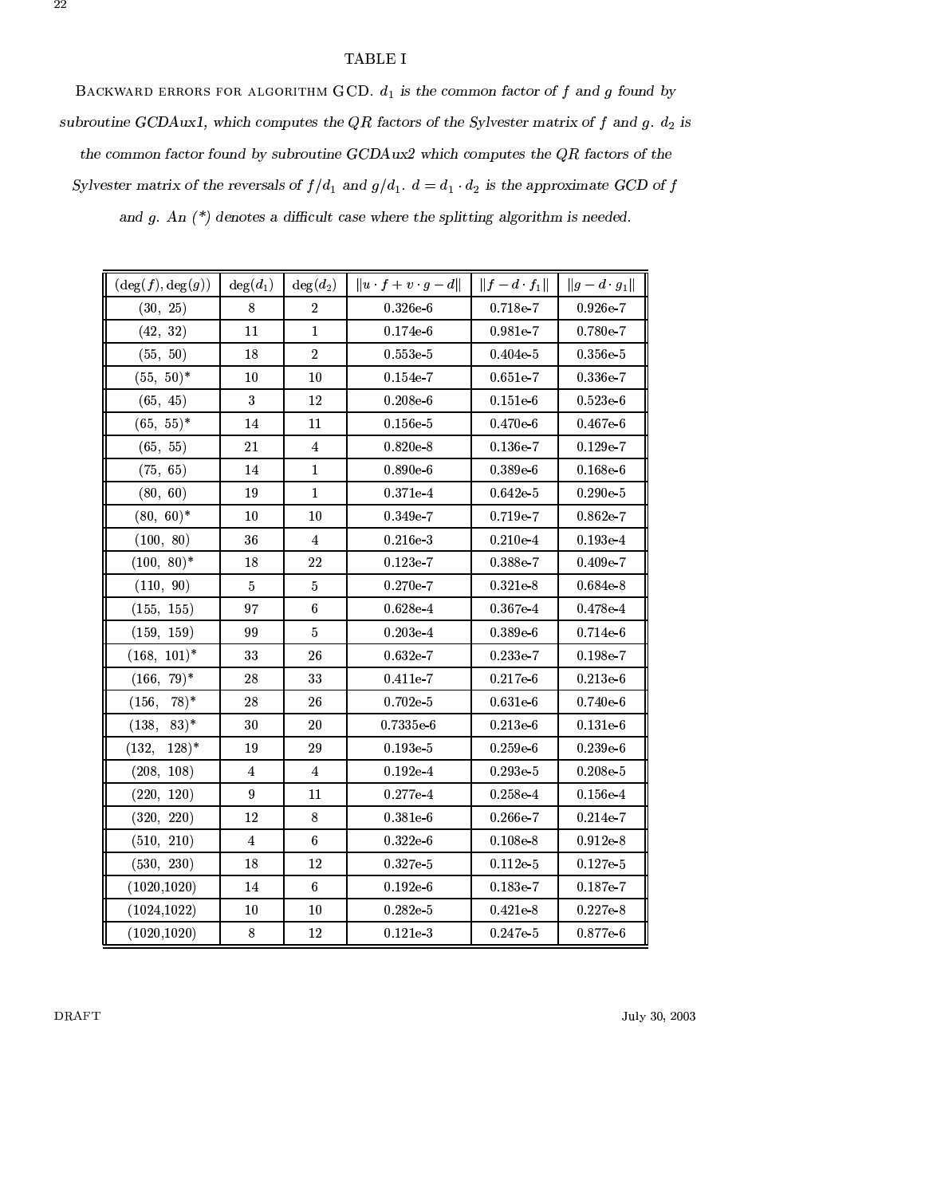TABLE I

Backward errors for algorithm GCD. $d_1$ *is the common factor of* $f$ *and* $g$ *found by subroutine GCDAux1, which computes the* $QR$ *factors of the Sylvester matrix of* $f$ *and* $g$. $d_2$ *is the common factor found by subroutine GCDAux2 which computes the* $QR$ *factors of the Sylvester matrix of the reversals of* $f/d_1$ *and* $g/d_1$. $d = d_1 \cdot d_2$ *is the approximate GCD of* $f$ *and* $g$. *An (*) denotes a difficult case where the splitting algorithm is needed.*

| $(\deg(f), \deg(g))$ | $\deg(d_1)$ | $\deg(d_2)$ | $\|u \cdot f + v \cdot g - d\|$ | $\|f - d \cdot f_1\|$ | $\|g - d \cdot g_1\|$ |
|---|---|---|---|---|---|
| (30, 25) | 8 | 2 | 0.326e-6 | 0.718e-7 | 0.926e-7 |
| (42, 32) | 11 | 1 | 0.174e-6 | 0.981e-7 | 0.780e-7 |
| (55, 50) | 18 | 2 | 0.553e-5 | 0.404e-5 | 0.356e-5 |
| (55, 50)* | 10 | 10 | 0.154e-7 | 0.651e-7 | 0.336e-7 |
| (65, 45) | 3 | 12 | 0.208e-6 | 0.151e-6 | 0.523e-6 |
| (65, 55)* | 14 | 11 | 0.156e-5 | 0.470e-6 | 0.467e-6 |
| (65, 55) | 21 | 4 | 0.820e-8 | 0.136e-7 | 0.129e-7 |
| (75, 65) | 14 | 1 | 0.890e-6 | 0.389e-6 | 0.168e-6 |
| (80, 60) | 19 | 1 | 0.371e-4 | 0.642e-5 | 0.290e-5 |
| (80, 60)* | 10 | 10 | 0.349e-7 | 0.719e-7 | 0.862e-7 |
| (100, 80) | 36 | 4 | 0.216e-3 | 0.210e-4 | 0.193e-4 |
| (100, 80)* | 18 | 22 | 0.123e-7 | 0.388e-7 | 0.409e-7 |
| (110, 90) | 5 | 5 | 0.270e-7 | 0.321e-8 | 0.684e-8 |
| (155, 155) | 97 | 6 | 0.628e-4 | 0.367e-4 | 0.478e-4 |
| (159, 159) | 99 | 5 | 0.203e-4 | 0.389e-6 | 0.714e-6 |
| (168, 101)* | 33 | 26 | 0.632e-7 | 0.233e-7 | 0.198e-7 |
| (166, 79)* | 28 | 33 | 0.411e-7 | 0.217e-6 | 0.213e-6 |
| (156, 78)* | 28 | 26 | 0.702e-5 | 0.631e-6 | 0.740e-6 |
| (138, 83)* | 30 | 20 | 0.7335e-6 | 0.213e-6 | 0.131e-6 |
| (132, 128)* | 19 | 29 | 0.193e-5 | 0.259e-6 | 0.239e-6 |
| (208, 108) | 4 | 4 | 0.192e-4 | 0.293e-5 | 0.208e-5 |
| (220, 120) | 9 | 11 | 0.277e-4 | 0.258e-4 | 0.156e-4 |
| (320, 220) | 12 | 8 | 0.381e-6 | 0.266e-7 | 0.214e-7 |
| (510, 210) | 4 | 6 | 0.322e-6 | 0.108e-8 | 0.912e-8 |
| (530, 230) | 18 | 12 | 0.327e-5 | 0.112e-5 | 0.127e-5 |
| (1020,1020) | 14 | 6 | 0.192e-6 | 0.183e-7 | 0.187e-7 |
| (1024,1022) | 10 | 10 | 0.282e-5 | 0.421e-8 | 0.227e-8 |
| (1020,1020) | 8 | 12 | 0.121e-3 | 0.247e-5 | 0.877e-6 |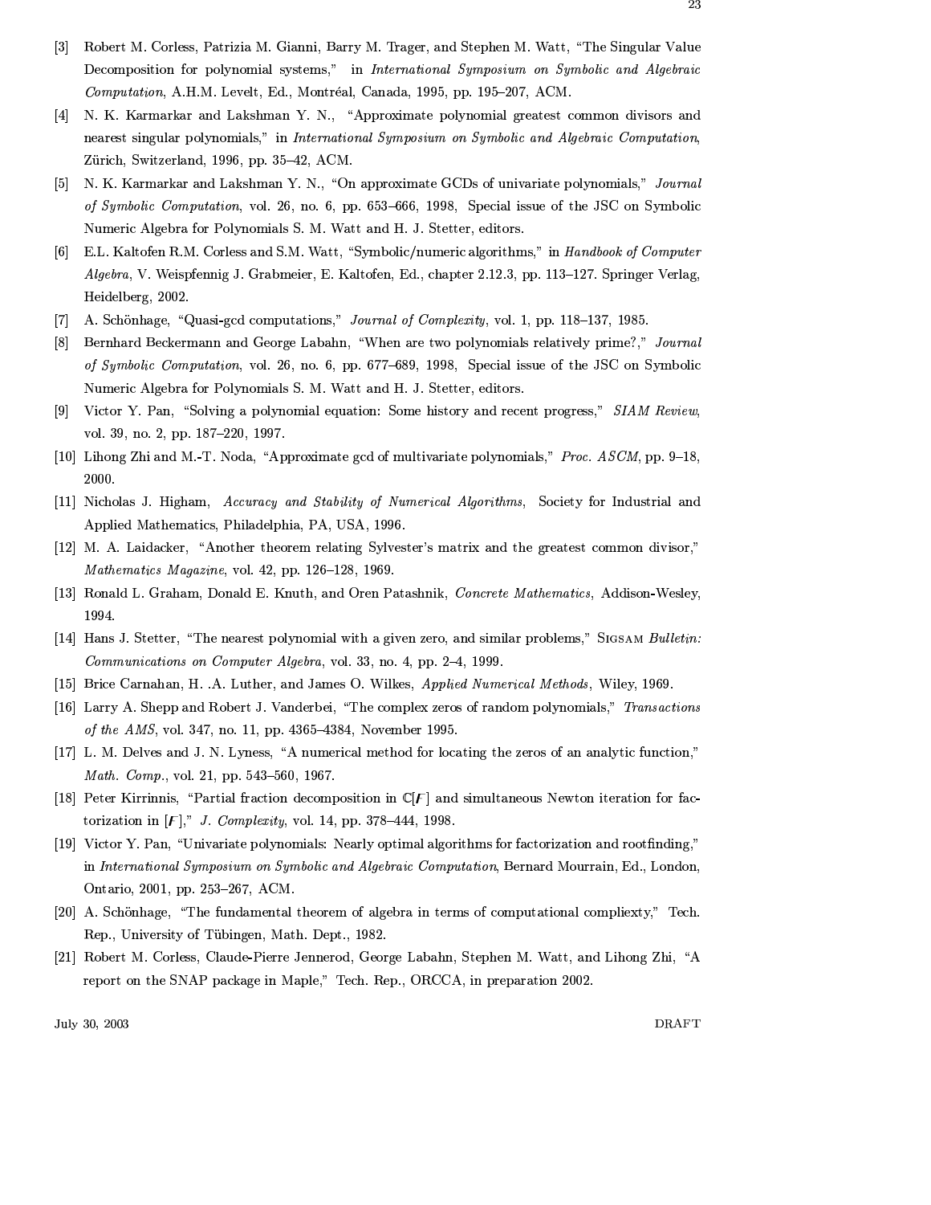[3] Robert M. Corless, Patrizia M. Gianni, Barry M. Trager, and Stephen M. Watt, "The Singular Value Decomposition for polynomial systems," in *International Symposium on Symbolic and Algebraic Computation*, A.H.M. Levelt, Ed., Montréal, Canada, 1995, pp. 195–207, ACM.

[4] N. K. Karmarkar and Lakshman Y. N., "Approximate polynomial greatest common divisors and nearest singular polynomials," in *International Symposium on Symbolic and Algebraic Computation*, Zürich, Switzerland, 1996, pp. 35–42, ACM.

[5] N. K. Karmarkar and Lakshman Y. N., "On approximate GCDs of univariate polynomials," *Journal of Symbolic Computation*, vol. 26, no. 6, pp. 653–666, 1998, Special issue of the JSC on Symbolic Numeric Algebra for Polynomials S. M. Watt and H. J. Stetter, editors.

[6] E.L. Kaltofen R.M. Corless and S.M. Watt, "Symbolic/numeric algorithms," in *Handbook of Computer Algebra*, V. Weispfennig J. Grabmeier, E. Kaltofen, Ed., chapter 2.12.3, pp. 113–127. Springer Verlag, Heidelberg, 2002.

[7] A. Schönhage, "Quasi-gcd computations," *Journal of Complexity*, vol. 1, pp. 118–137, 1985.

[8] Bernhard Beckermann and George Labahn, "When are two polynomials relatively prime?," *Journal of Symbolic Computation*, vol. 26, no. 6, pp. 677–689, 1998, Special issue of the JSC on Symbolic Numeric Algebra for Polynomials S. M. Watt and H. J. Stetter, editors.

[9] Victor Y. Pan, "Solving a polynomial equation: Some history and recent progress," *SIAM Review*, vol. 39, no. 2, pp. 187–220, 1997.

[10] Lihong Zhi and M.-T. Noda, "Approximate gcd of multivariate polynomials," *Proc. ASCM*, pp. 9–18, 2000.

[11] Nicholas J. Higham, *Accuracy and Stability of Numerical Algorithms*, Society for Industrial and Applied Mathematics, Philadelphia, PA, USA, 1996.

[12] M. A. Laidacker, "Another theorem relating Sylvester's matrix and the greatest common divisor," *Mathematics Magazine*, vol. 42, pp. 126–128, 1969.

[13] Ronald L. Graham, Donald E. Knuth, and Oren Patashnik, *Concrete Mathematics*, Addison-Wesley, 1994.

[14] Hans J. Stetter, "The nearest polynomial with a given zero, and similar problems," SIGSAM *Bulletin: Communications on Computer Algebra*, vol. 33, no. 4, pp. 2–4, 1999.

[15] Brice Carnahan, H. .A. Luther, and James O. Wilkes, *Applied Numerical Methods*, Wiley, 1969.

[16] Larry A. Shepp and Robert J. Vanderbei, "The complex zeros of random polynomials," *Transactions of the AMS*, vol. 347, no. 11, pp. 4365–4384, November 1995.

[17] L. M. Delves and J. N. Lyness, "A numerical method for locating the zeros of an analytic function," *Math. Comp.*, vol. 21, pp. 543–560, 1967.

[18] Peter Kirrinnis, "Partial fraction decomposition in $\mathbb{C}[F]$ and simultaneous Newton iteration for factorization in $[F]$," *J. Complexity*, vol. 14, pp. 378–444, 1998.

[19] Victor Y. Pan, "Univariate polynomials: Nearly optimal algorithms for factorization and rootfinding," in *International Symposium on Symbolic and Algebraic Computation*, Bernard Mourrain, Ed., London, Ontario, 2001, pp. 253–267, ACM.

[20] A. Schönhage, "The fundamental theorem of algebra in terms of computational compliexty," Tech. Rep., University of Tübingen, Math. Dept., 1982.

[21] Robert M. Corless, Claude-Pierre Jennerod, George Labahn, Stephen M. Watt, and Lihong Zhi, "A report on the SNAP package in Maple," Tech. Rep., ORCCA, in preparation 2002.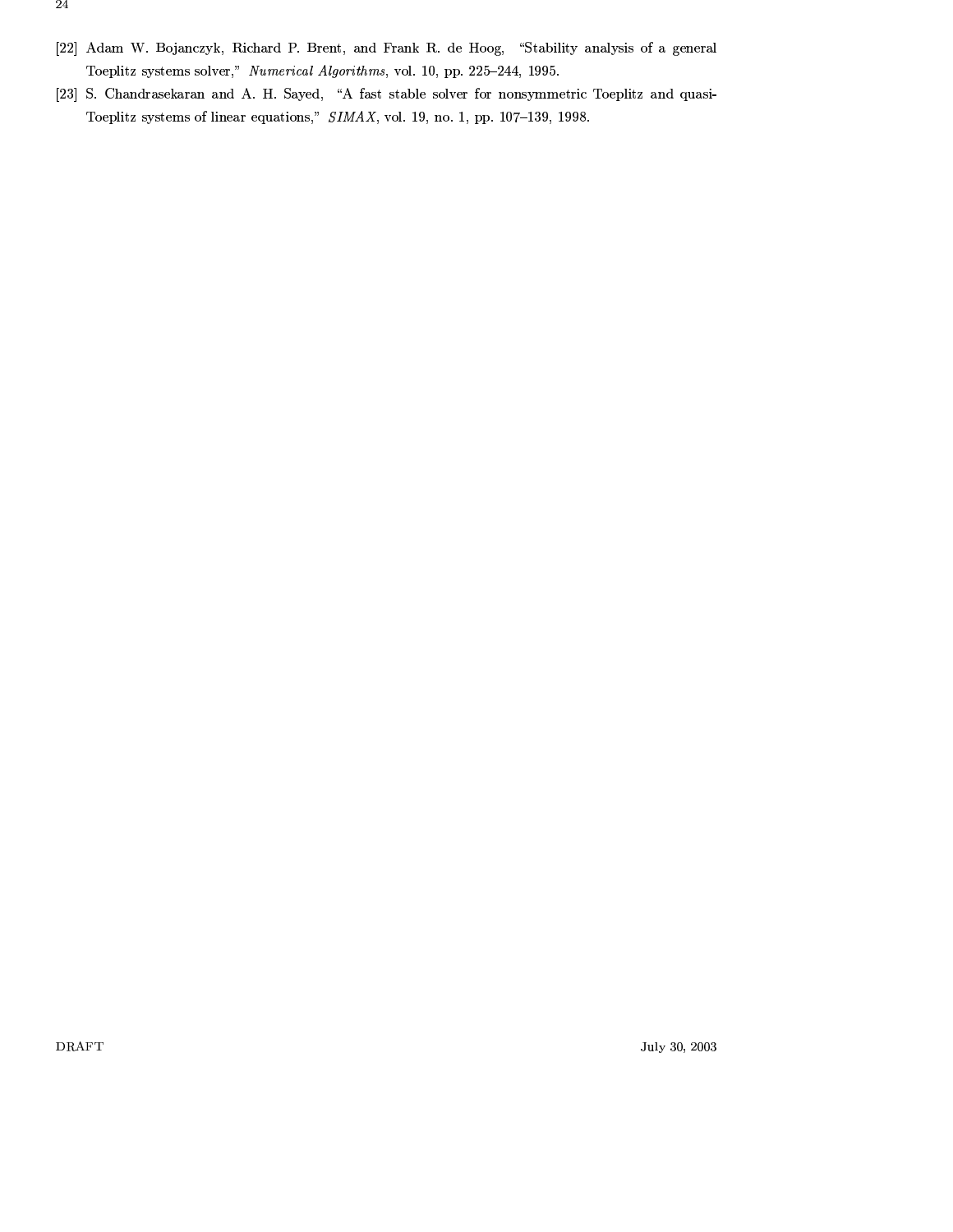[22] Adam W. Bojanczyk, Richard P. Brent, and Frank R. de Hoog, "Stability analysis of a general Toeplitz systems solver," *Numerical Algorithms*, vol. 10, pp. 225–244, 1995.

[23] S. Chandrasekaran and A. H. Sayed, "A fast stable solver for nonsymmetric Toeplitz and quasi-Toeplitz systems of linear equations," *SIMAX*, vol. 19, no. 1, pp. 107–139, 1998.